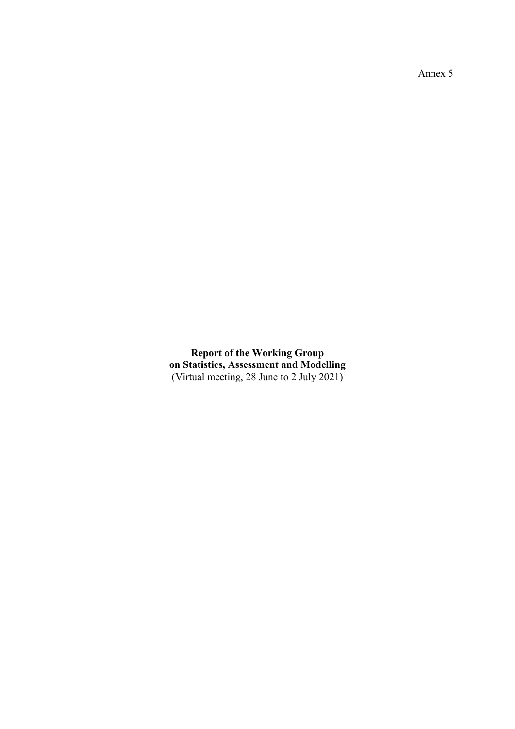Annex 5

**Report of the Working Group on Statistics, Assessment and Modelling**
(Virtual meeting, 28 June to 2 July 2021)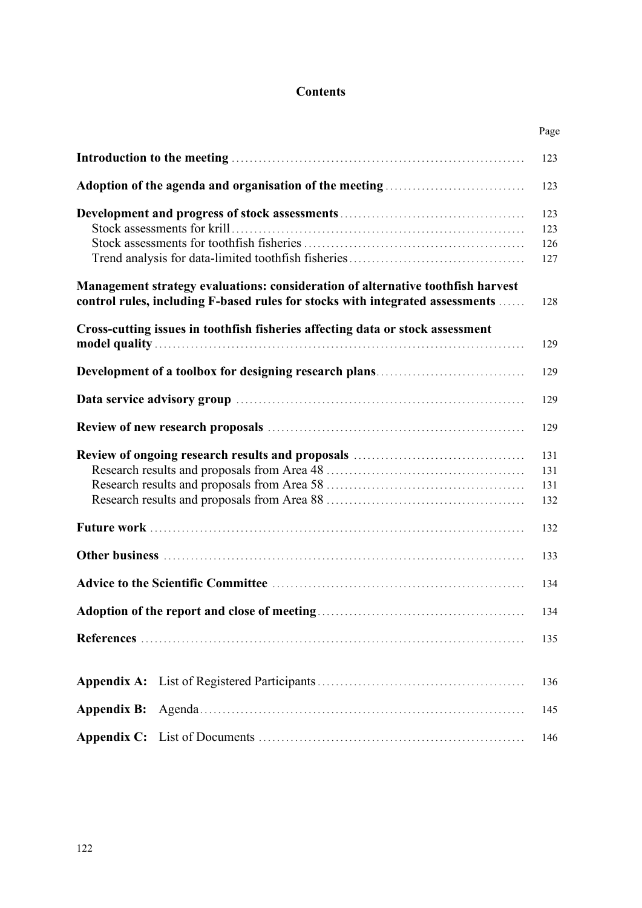# Contents

| | Page |
|---|---|
| **Introduction to the meeting** | 123 |
| **Adoption of the agenda and organisation of the meeting** | 123 |
| **Development and progress of stock assessments** | 123 |
| Stock assessments for krill | 123 |
| Stock assessments for toothfish fisheries | 126 |
| Trend analysis for data-limited toothfish fisheries | 127 |
| **Management strategy evaluations: consideration of alternative toothfish harvest control rules, including F-based rules for stocks with integrated assessments** | 128 |
| **Cross-cutting issues in toothfish fisheries affecting data or stock assessment model quality** | 129 |
| **Development of a toolbox for designing research plans** | 129 |
| **Data service advisory group** | 129 |
| **Review of new research proposals** | 129 |
| **Review of ongoing research results and proposals** | 131 |
| Research results and proposals from Area 48 | 131 |
| Research results and proposals from Area 58 | 131 |
| Research results and proposals from Area 88 | 132 |
| **Future work** | 132 |
| **Other business** | 133 |
| **Advice to the Scientific Committee** | 134 |
| **Adoption of the report and close of meeting** | 134 |
| **References** | 135 |
| **Appendix A:** List of Registered Participants | 136 |
| **Appendix B:** Agenda | 145 |
| **Appendix C:** List of Documents | 146 |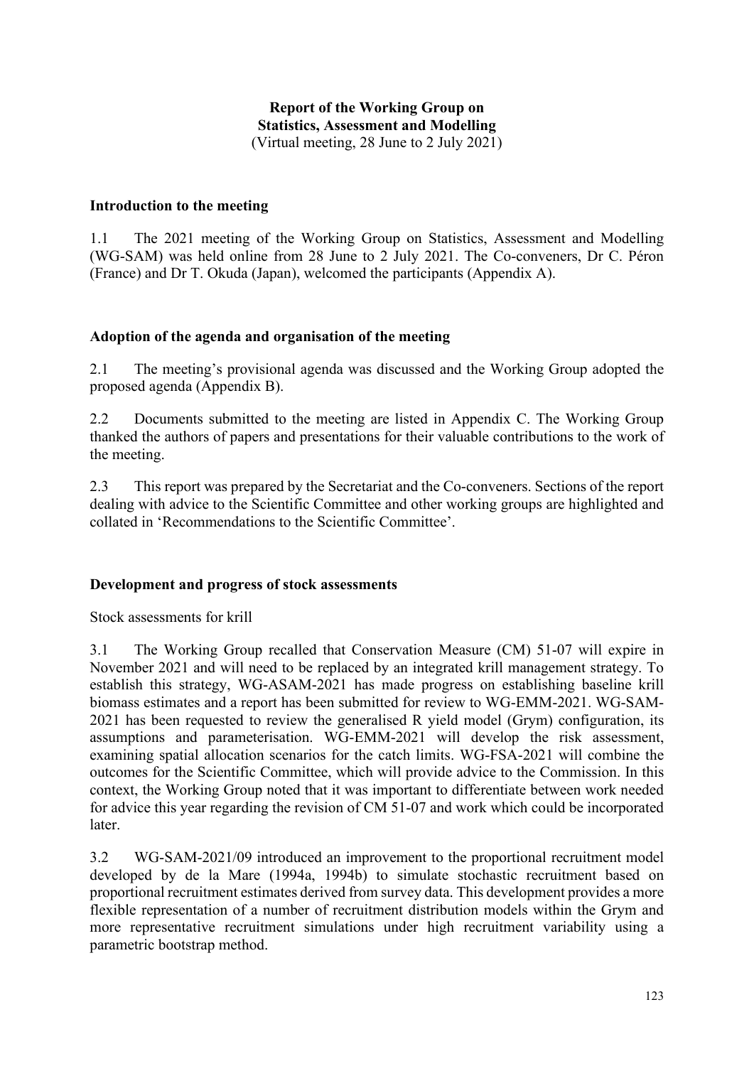# Report of the Working Group on Statistics, Assessment and Modelling

(Virtual meeting, 28 June to 2 July 2021)

## Introduction to the meeting

1.1 The 2021 meeting of the Working Group on Statistics, Assessment and Modelling (WG-SAM) was held online from 28 June to 2 July 2021. The Co-conveners, Dr C. Péron (France) and Dr T. Okuda (Japan), welcomed the participants (Appendix A).

## Adoption of the agenda and organisation of the meeting

2.1 The meeting's provisional agenda was discussed and the Working Group adopted the proposed agenda (Appendix B).

2.2 Documents submitted to the meeting are listed in Appendix C. The Working Group thanked the authors of papers and presentations for their valuable contributions to the work of the meeting.

2.3 This report was prepared by the Secretariat and the Co-conveners. Sections of the report dealing with advice to the Scientific Committee and other working groups are highlighted and collated in 'Recommendations to the Scientific Committee'.

## Development and progress of stock assessments

### Stock assessments for krill

3.1 The Working Group recalled that Conservation Measure (CM) 51-07 will expire in November 2021 and will need to be replaced by an integrated krill management strategy. To establish this strategy, WG-ASAM-2021 has made progress on establishing baseline krill biomass estimates and a report has been submitted for review to WG-EMM-2021. WG-SAM-2021 has been requested to review the generalised R yield model (Grym) configuration, its assumptions and parameterisation. WG-EMM-2021 will develop the risk assessment, examining spatial allocation scenarios for the catch limits. WG-FSA-2021 will combine the outcomes for the Scientific Committee, which will provide advice to the Commission. In this context, the Working Group noted that it was important to differentiate between work needed for advice this year regarding the revision of CM 51-07 and work which could be incorporated later.

3.2 WG-SAM-2021/09 introduced an improvement to the proportional recruitment model developed by de la Mare (1994a, 1994b) to simulate stochastic recruitment based on proportional recruitment estimates derived from survey data. This development provides a more flexible representation of a number of recruitment distribution models within the Grym and more representative recruitment simulations under high recruitment variability using a parametric bootstrap method.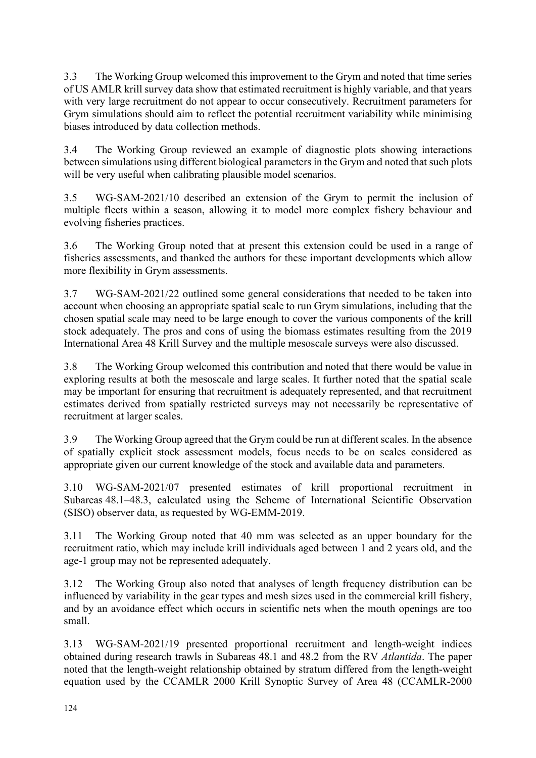3.3 The Working Group welcomed this improvement to the Grym and noted that time series of US AMLR krill survey data show that estimated recruitment is highly variable, and that years with very large recruitment do not appear to occur consecutively. Recruitment parameters for Grym simulations should aim to reflect the potential recruitment variability while minimising biases introduced by data collection methods.

3.4 The Working Group reviewed an example of diagnostic plots showing interactions between simulations using different biological parameters in the Grym and noted that such plots will be very useful when calibrating plausible model scenarios.

3.5 WG-SAM-2021/10 described an extension of the Grym to permit the inclusion of multiple fleets within a season, allowing it to model more complex fishery behaviour and evolving fisheries practices.

3.6 The Working Group noted that at present this extension could be used in a range of fisheries assessments, and thanked the authors for these important developments which allow more flexibility in Grym assessments.

3.7 WG-SAM-2021/22 outlined some general considerations that needed to be taken into account when choosing an appropriate spatial scale to run Grym simulations, including that the chosen spatial scale may need to be large enough to cover the various components of the krill stock adequately. The pros and cons of using the biomass estimates resulting from the 2019 International Area 48 Krill Survey and the multiple mesoscale surveys were also discussed.

3.8 The Working Group welcomed this contribution and noted that there would be value in exploring results at both the mesoscale and large scales. It further noted that the spatial scale may be important for ensuring that recruitment is adequately represented, and that recruitment estimates derived from spatially restricted surveys may not necessarily be representative of recruitment at larger scales.

3.9 The Working Group agreed that the Grym could be run at different scales. In the absence of spatially explicit stock assessment models, focus needs to be on scales considered as appropriate given our current knowledge of the stock and available data and parameters.

3.10 WG-SAM-2021/07 presented estimates of krill proportional recruitment in Subareas 48.1–48.3, calculated using the Scheme of International Scientific Observation (SISO) observer data, as requested by WG-EMM-2019.

3.11 The Working Group noted that 40 mm was selected as an upper boundary for the recruitment ratio, which may include krill individuals aged between 1 and 2 years old, and the age-1 group may not be represented adequately.

3.12 The Working Group also noted that analyses of length frequency distribution can be influenced by variability in the gear types and mesh sizes used in the commercial krill fishery, and by an avoidance effect which occurs in scientific nets when the mouth openings are too small.

3.13 WG-SAM-2021/19 presented proportional recruitment and length-weight indices obtained during research trawls in Subareas 48.1 and 48.2 from the RV *Atlantida*. The paper noted that the length-weight relationship obtained by stratum differed from the length-weight equation used by the CCAMLR 2000 Krill Synoptic Survey of Area 48 (CCAMLR-2000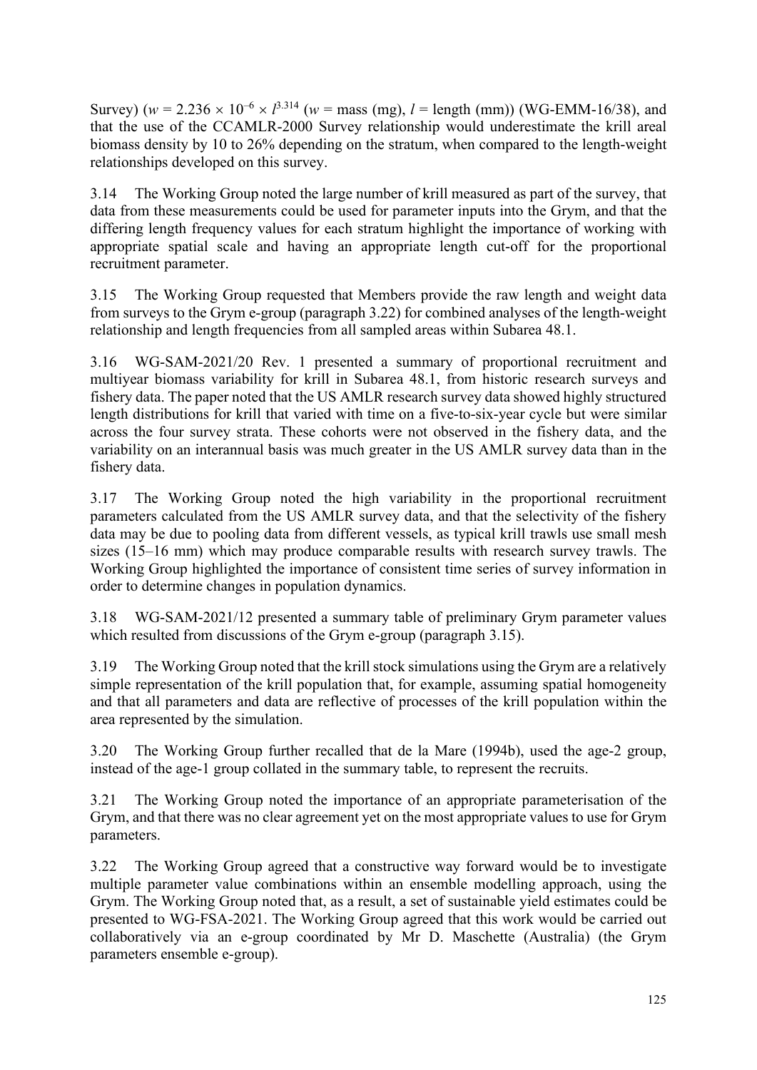Survey) ($w = 2.236 \times 10^{-6} \times l^{3.314}$ ($w$ = mass (mg), $l$ = length (mm)) (WG-EMM-16/38), and that the use of the CCAMLR-2000 Survey relationship would underestimate the krill areal biomass density by 10 to 26% depending on the stratum, when compared to the length-weight relationships developed on this survey.

3.14 The Working Group noted the large number of krill measured as part of the survey, that data from these measurements could be used for parameter inputs into the Grym, and that the differing length frequency values for each stratum highlight the importance of working with appropriate spatial scale and having an appropriate length cut-off for the proportional recruitment parameter.

3.15 The Working Group requested that Members provide the raw length and weight data from surveys to the Grym e-group (paragraph 3.22) for combined analyses of the length-weight relationship and length frequencies from all sampled areas within Subarea 48.1.

3.16 WG-SAM-2021/20 Rev. 1 presented a summary of proportional recruitment and multiyear biomass variability for krill in Subarea 48.1, from historic research surveys and fishery data. The paper noted that the US AMLR research survey data showed highly structured length distributions for krill that varied with time on a five-to-six-year cycle but were similar across the four survey strata. These cohorts were not observed in the fishery data, and the variability on an interannual basis was much greater in the US AMLR survey data than in the fishery data.

3.17 The Working Group noted the high variability in the proportional recruitment parameters calculated from the US AMLR survey data, and that the selectivity of the fishery data may be due to pooling data from different vessels, as typical krill trawls use small mesh sizes (15–16 mm) which may produce comparable results with research survey trawls. The Working Group highlighted the importance of consistent time series of survey information in order to determine changes in population dynamics.

3.18 WG-SAM-2021/12 presented a summary table of preliminary Grym parameter values which resulted from discussions of the Grym e-group (paragraph 3.15).

3.19 The Working Group noted that the krill stock simulations using the Grym are a relatively simple representation of the krill population that, for example, assuming spatial homogeneity and that all parameters and data are reflective of processes of the krill population within the area represented by the simulation.

3.20 The Working Group further recalled that de la Mare (1994b), used the age-2 group, instead of the age-1 group collated in the summary table, to represent the recruits.

3.21 The Working Group noted the importance of an appropriate parameterisation of the Grym, and that there was no clear agreement yet on the most appropriate values to use for Grym parameters.

3.22 The Working Group agreed that a constructive way forward would be to investigate multiple parameter value combinations within an ensemble modelling approach, using the Grym. The Working Group noted that, as a result, a set of sustainable yield estimates could be presented to WG-FSA-2021. The Working Group agreed that this work would be carried out collaboratively via an e-group coordinated by Mr D. Maschette (Australia) (the Grym parameters ensemble e-group).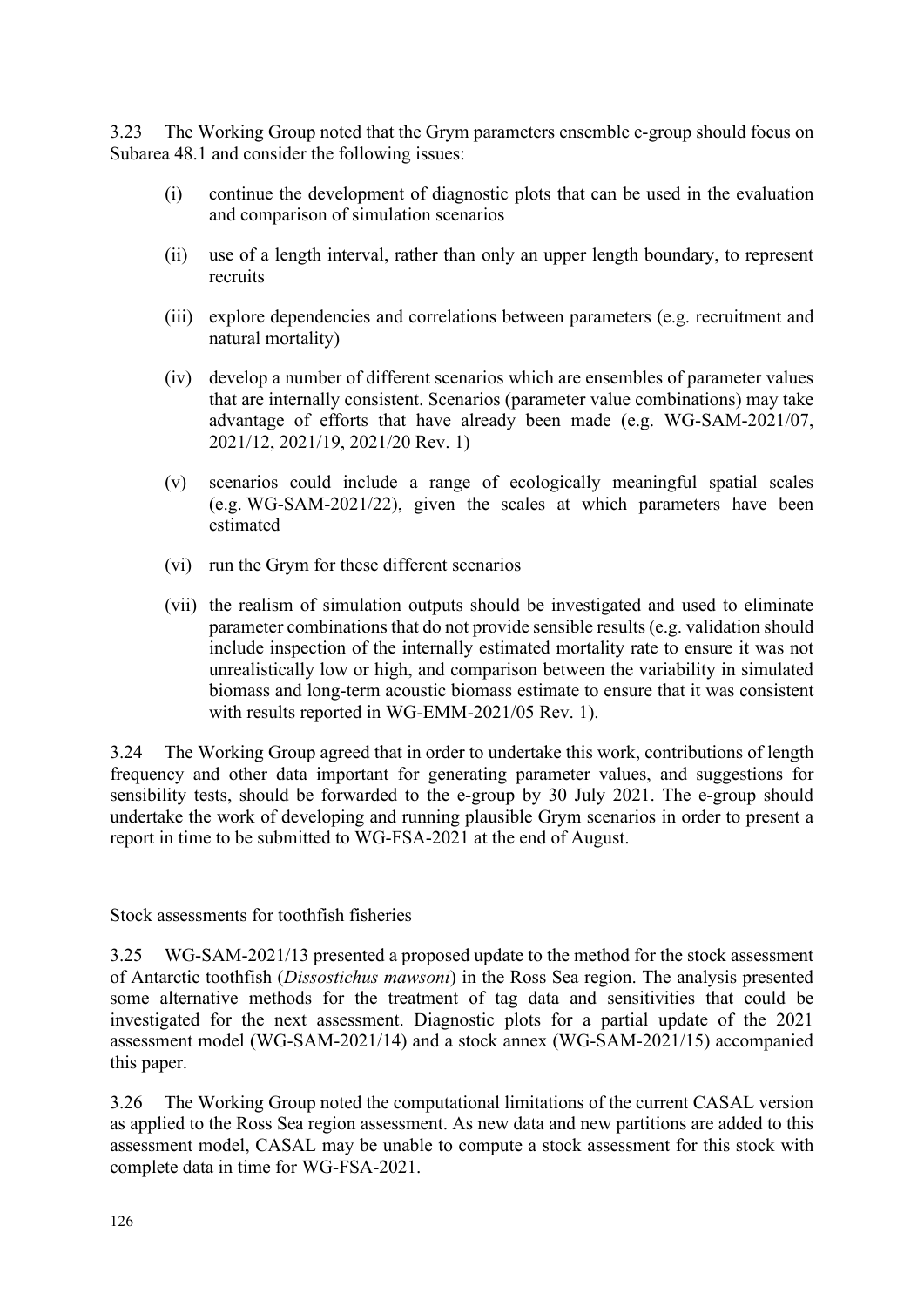3.23 The Working Group noted that the Grym parameters ensemble e-group should focus on Subarea 48.1 and consider the following issues:

(i) continue the development of diagnostic plots that can be used in the evaluation and comparison of simulation scenarios

(ii) use of a length interval, rather than only an upper length boundary, to represent recruits

(iii) explore dependencies and correlations between parameters (e.g. recruitment and natural mortality)

(iv) develop a number of different scenarios which are ensembles of parameter values that are internally consistent. Scenarios (parameter value combinations) may take advantage of efforts that have already been made (e.g. WG-SAM-2021/07, 2021/12, 2021/19, 2021/20 Rev. 1)

(v) scenarios could include a range of ecologically meaningful spatial scales (e.g. WG-SAM-2021/22), given the scales at which parameters have been estimated

(vi) run the Grym for these different scenarios

(vii) the realism of simulation outputs should be investigated and used to eliminate parameter combinations that do not provide sensible results (e.g. validation should include inspection of the internally estimated mortality rate to ensure it was not unrealistically low or high, and comparison between the variability in simulated biomass and long-term acoustic biomass estimate to ensure that it was consistent with results reported in WG-EMM-2021/05 Rev. 1).

3.24 The Working Group agreed that in order to undertake this work, contributions of length frequency and other data important for generating parameter values, and suggestions for sensibility tests, should be forwarded to the e-group by 30 July 2021. The e-group should undertake the work of developing and running plausible Grym scenarios in order to present a report in time to be submitted to WG-FSA-2021 at the end of August.

## Stock assessments for toothfish fisheries

3.25 WG-SAM-2021/13 presented a proposed update to the method for the stock assessment of Antarctic toothfish (*Dissostichus mawsoni*) in the Ross Sea region. The analysis presented some alternative methods for the treatment of tag data and sensitivities that could be investigated for the next assessment. Diagnostic plots for a partial update of the 2021 assessment model (WG-SAM-2021/14) and a stock annex (WG-SAM-2021/15) accompanied this paper.

3.26 The Working Group noted the computational limitations of the current CASAL version as applied to the Ross Sea region assessment. As new data and new partitions are added to this assessment model, CASAL may be unable to compute a stock assessment for this stock with complete data in time for WG-FSA-2021.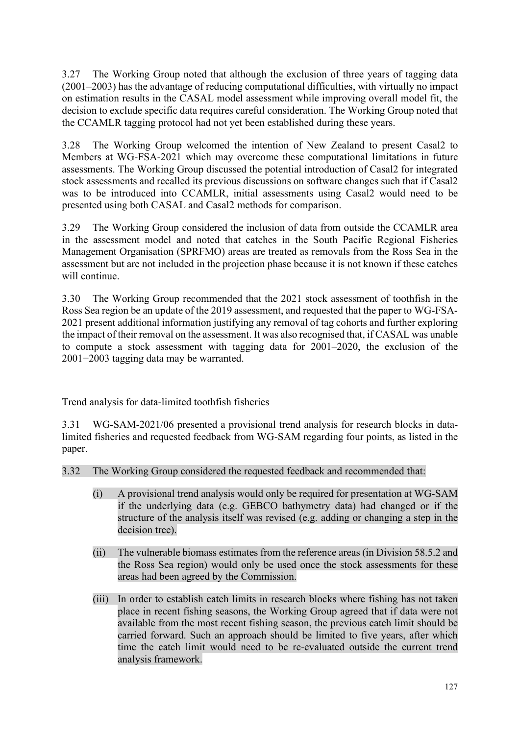3.27 The Working Group noted that although the exclusion of three years of tagging data (2001–2003) has the advantage of reducing computational difficulties, with virtually no impact on estimation results in the CASAL model assessment while improving overall model fit, the decision to exclude specific data requires careful consideration. The Working Group noted that the CCAMLR tagging protocol had not yet been established during these years.

3.28 The Working Group welcomed the intention of New Zealand to present Casal2 to Members at WG-FSA-2021 which may overcome these computational limitations in future assessments. The Working Group discussed the potential introduction of Casal2 for integrated stock assessments and recalled its previous discussions on software changes such that if Casal2 was to be introduced into CCAMLR, initial assessments using Casal2 would need to be presented using both CASAL and Casal2 methods for comparison.

3.29 The Working Group considered the inclusion of data from outside the CCAMLR area in the assessment model and noted that catches in the South Pacific Regional Fisheries Management Organisation (SPRFMO) areas are treated as removals from the Ross Sea in the assessment but are not included in the projection phase because it is not known if these catches will continue.

3.30 The Working Group recommended that the 2021 stock assessment of toothfish in the Ross Sea region be an update of the 2019 assessment, and requested that the paper to WG-FSA-2021 present additional information justifying any removal of tag cohorts and further exploring the impact of their removal on the assessment. It was also recognised that, if CASAL was unable to compute a stock assessment with tagging data for 2001–2020, the exclusion of the 2001−2003 tagging data may be warranted.

## Trend analysis for data-limited toothfish fisheries

3.31 WG-SAM-2021/06 presented a provisional trend analysis for research blocks in data-limited fisheries and requested feedback from WG-SAM regarding four points, as listed in the paper.

3.32 The Working Group considered the requested feedback and recommended that:

(i) A provisional trend analysis would only be required for presentation at WG-SAM if the underlying data (e.g. GEBCO bathymetry data) had changed or if the structure of the analysis itself was revised (e.g. adding or changing a step in the decision tree).

(ii) The vulnerable biomass estimates from the reference areas (in Division 58.5.2 and the Ross Sea region) would only be used once the stock assessments for these areas had been agreed by the Commission.

(iii) In order to establish catch limits in research blocks where fishing has not taken place in recent fishing seasons, the Working Group agreed that if data were not available from the most recent fishing season, the previous catch limit should be carried forward. Such an approach should be limited to five years, after which time the catch limit would need to be re-evaluated outside the current trend analysis framework.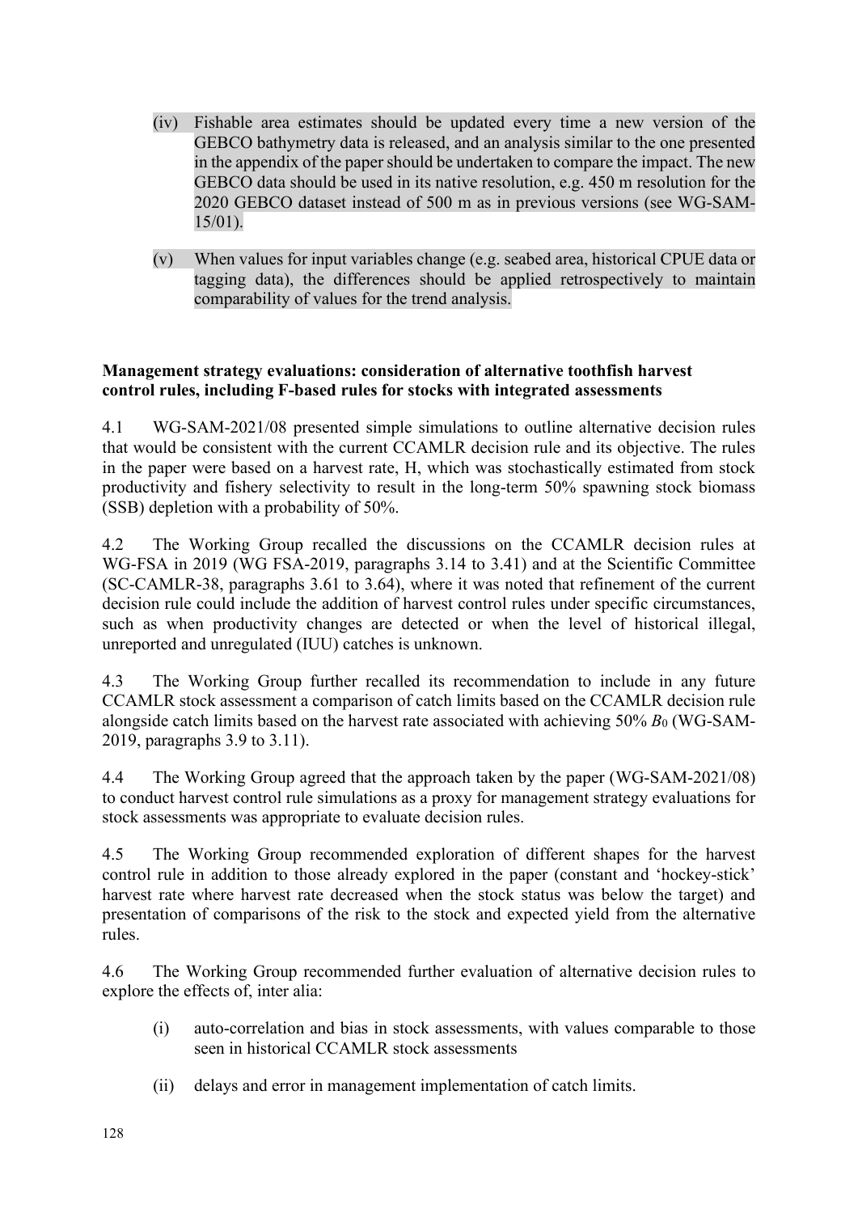(iv) Fishable area estimates should be updated every time a new version of the GEBCO bathymetry data is released, and an analysis similar to the one presented in the appendix of the paper should be undertaken to compare the impact. The new GEBCO data should be used in its native resolution, e.g. 450 m resolution for the 2020 GEBCO dataset instead of 500 m as in previous versions (see WG-SAM-15/01).

(v) When values for input variables change (e.g. seabed area, historical CPUE data or tagging data), the differences should be applied retrospectively to maintain comparability of values for the trend analysis.

**Management strategy evaluations: consideration of alternative toothfish harvest control rules, including F-based rules for stocks with integrated assessments**

4.1 WG-SAM-2021/08 presented simple simulations to outline alternative decision rules that would be consistent with the current CCAMLR decision rule and its objective. The rules in the paper were based on a harvest rate, H, which was stochastically estimated from stock productivity and fishery selectivity to result in the long-term 50% spawning stock biomass (SSB) depletion with a probability of 50%.

4.2 The Working Group recalled the discussions on the CCAMLR decision rules at WG-FSA in 2019 (WG FSA-2019, paragraphs 3.14 to 3.41) and at the Scientific Committee (SC-CAMLR-38, paragraphs 3.61 to 3.64), where it was noted that refinement of the current decision rule could include the addition of harvest control rules under specific circumstances, such as when productivity changes are detected or when the level of historical illegal, unreported and unregulated (IUU) catches is unknown.

4.3 The Working Group further recalled its recommendation to include in any future CCAMLR stock assessment a comparison of catch limits based on the CCAMLR decision rule alongside catch limits based on the harvest rate associated with achieving 50% $B_0$ (WG-SAM-2019, paragraphs 3.9 to 3.11).

4.4 The Working Group agreed that the approach taken by the paper (WG-SAM-2021/08) to conduct harvest control rule simulations as a proxy for management strategy evaluations for stock assessments was appropriate to evaluate decision rules.

4.5 The Working Group recommended exploration of different shapes for the harvest control rule in addition to those already explored in the paper (constant and 'hockey-stick' harvest rate where harvest rate decreased when the stock status was below the target) and presentation of comparisons of the risk to the stock and expected yield from the alternative rules.

4.6 The Working Group recommended further evaluation of alternative decision rules to explore the effects of, inter alia:

(i) auto-correlation and bias in stock assessments, with values comparable to those seen in historical CCAMLR stock assessments

(ii) delays and error in management implementation of catch limits.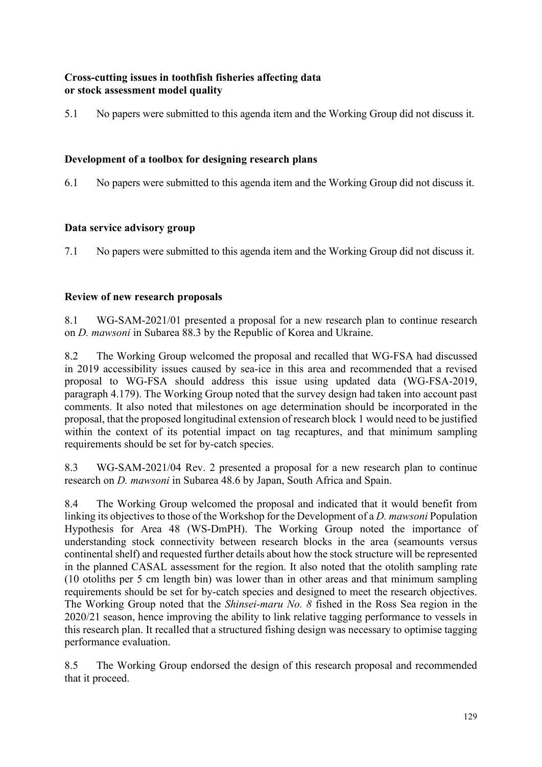## Cross-cutting issues in toothfish fisheries affecting data or stock assessment model quality

5.1 No papers were submitted to this agenda item and the Working Group did not discuss it.

## Development of a toolbox for designing research plans

6.1 No papers were submitted to this agenda item and the Working Group did not discuss it.

## Data service advisory group

7.1 No papers were submitted to this agenda item and the Working Group did not discuss it.

## Review of new research proposals

8.1 WG-SAM-2021/01 presented a proposal for a new research plan to continue research on *D. mawsoni* in Subarea 88.3 by the Republic of Korea and Ukraine.

8.2 The Working Group welcomed the proposal and recalled that WG-FSA had discussed in 2019 accessibility issues caused by sea-ice in this area and recommended that a revised proposal to WG-FSA should address this issue using updated data (WG-FSA-2019, paragraph 4.179). The Working Group noted that the survey design had taken into account past comments. It also noted that milestones on age determination should be incorporated in the proposal, that the proposed longitudinal extension of research block 1 would need to be justified within the context of its potential impact on tag recaptures, and that minimum sampling requirements should be set for by-catch species.

8.3 WG-SAM-2021/04 Rev. 2 presented a proposal for a new research plan to continue research on *D. mawsoni* in Subarea 48.6 by Japan, South Africa and Spain.

8.4 The Working Group welcomed the proposal and indicated that it would benefit from linking its objectives to those of the Workshop for the Development of a *D. mawsoni* Population Hypothesis for Area 48 (WS-DmPH). The Working Group noted the importance of understanding stock connectivity between research blocks in the area (seamounts versus continental shelf) and requested further details about how the stock structure will be represented in the planned CASAL assessment for the region. It also noted that the otolith sampling rate (10 otoliths per 5 cm length bin) was lower than in other areas and that minimum sampling requirements should be set for by-catch species and designed to meet the research objectives. The Working Group noted that the *Shinsei-maru No. 8* fished in the Ross Sea region in the 2020/21 season, hence improving the ability to link relative tagging performance to vessels in this research plan. It recalled that a structured fishing design was necessary to optimise tagging performance evaluation.

8.5 The Working Group endorsed the design of this research proposal and recommended that it proceed.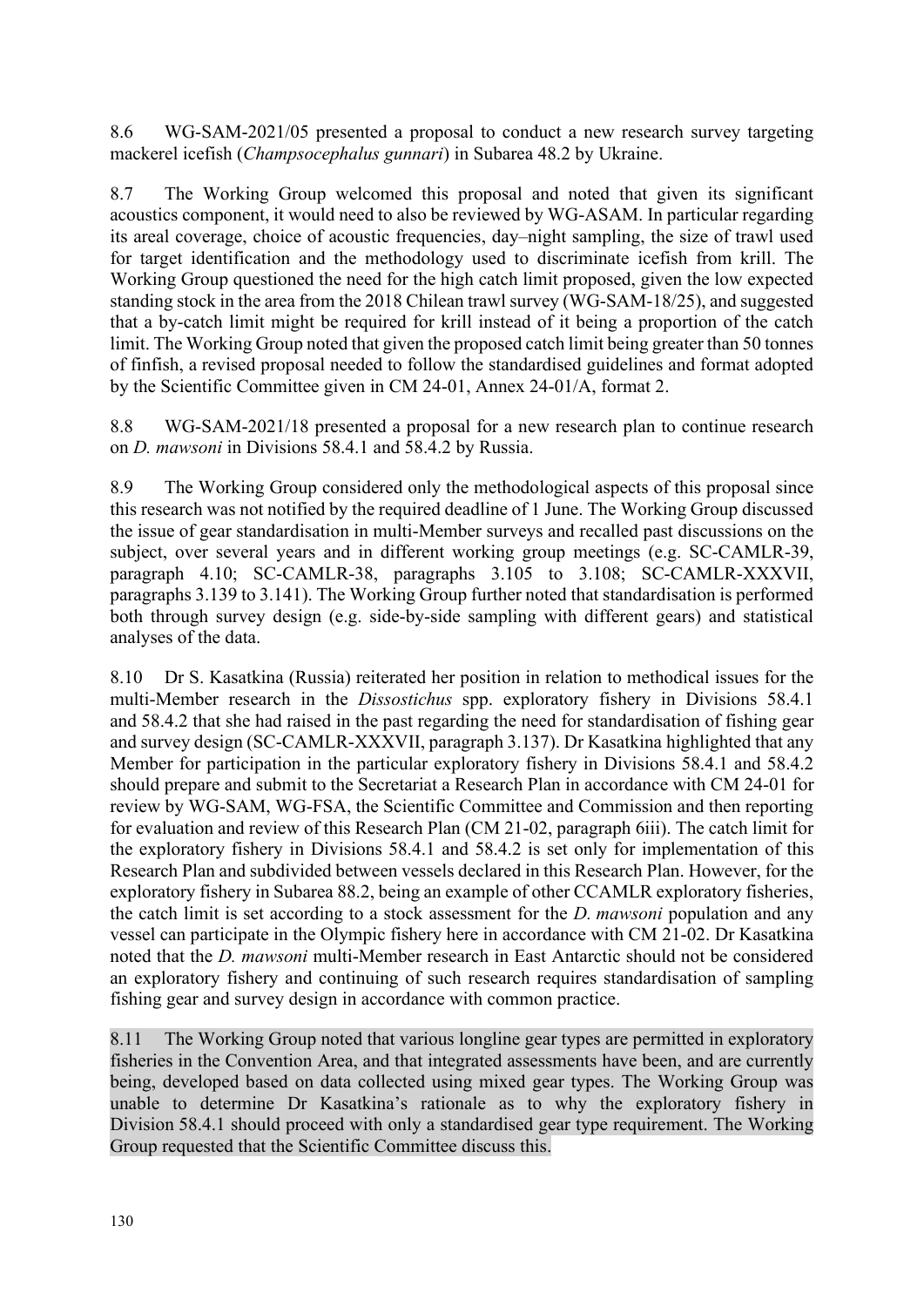8.6 WG-SAM-2021/05 presented a proposal to conduct a new research survey targeting mackerel icefish (*Champsocephalus gunnari*) in Subarea 48.2 by Ukraine.

8.7 The Working Group welcomed this proposal and noted that given its significant acoustics component, it would need to also be reviewed by WG-ASAM. In particular regarding its areal coverage, choice of acoustic frequencies, day–night sampling, the size of trawl used for target identification and the methodology used to discriminate icefish from krill. The Working Group questioned the need for the high catch limit proposed, given the low expected standing stock in the area from the 2018 Chilean trawl survey (WG-SAM-18/25), and suggested that a by-catch limit might be required for krill instead of it being a proportion of the catch limit. The Working Group noted that given the proposed catch limit being greater than 50 tonnes of finfish, a revised proposal needed to follow the standardised guidelines and format adopted by the Scientific Committee given in CM 24-01, Annex 24-01/A, format 2.

8.8 WG-SAM-2021/18 presented a proposal for a new research plan to continue research on *D. mawsoni* in Divisions 58.4.1 and 58.4.2 by Russia.

8.9 The Working Group considered only the methodological aspects of this proposal since this research was not notified by the required deadline of 1 June. The Working Group discussed the issue of gear standardisation in multi-Member surveys and recalled past discussions on the subject, over several years and in different working group meetings (e.g. SC-CAMLR-39, paragraph 4.10; SC-CAMLR-38, paragraphs 3.105 to 3.108; SC-CAMLR-XXXVII, paragraphs 3.139 to 3.141). The Working Group further noted that standardisation is performed both through survey design (e.g. side-by-side sampling with different gears) and statistical analyses of the data.

8.10 Dr S. Kasatkina (Russia) reiterated her position in relation to methodical issues for the multi-Member research in the *Dissostichus* spp. exploratory fishery in Divisions 58.4.1 and 58.4.2 that she had raised in the past regarding the need for standardisation of fishing gear and survey design (SC-CAMLR-XXXVII, paragraph 3.137). Dr Kasatkina highlighted that any Member for participation in the particular exploratory fishery in Divisions 58.4.1 and 58.4.2 should prepare and submit to the Secretariat a Research Plan in accordance with CM 24-01 for review by WG-SAM, WG-FSA, the Scientific Committee and Commission and then reporting for evaluation and review of this Research Plan (CM 21-02, paragraph 6iii). The catch limit for the exploratory fishery in Divisions 58.4.1 and 58.4.2 is set only for implementation of this Research Plan and subdivided between vessels declared in this Research Plan. However, for the exploratory fishery in Subarea 88.2, being an example of other CCAMLR exploratory fisheries, the catch limit is set according to a stock assessment for the *D. mawsoni* population and any vessel can participate in the Olympic fishery here in accordance with CM 21-02. Dr Kasatkina noted that the *D. mawsoni* multi-Member research in East Antarctic should not be considered an exploratory fishery and continuing of such research requires standardisation of sampling fishing gear and survey design in accordance with common practice.

8.11 The Working Group noted that various longline gear types are permitted in exploratory fisheries in the Convention Area, and that integrated assessments have been, and are currently being, developed based on data collected using mixed gear types. The Working Group was unable to determine Dr Kasatkina's rationale as to why the exploratory fishery in Division 58.4.1 should proceed with only a standardised gear type requirement. The Working Group requested that the Scientific Committee discuss this.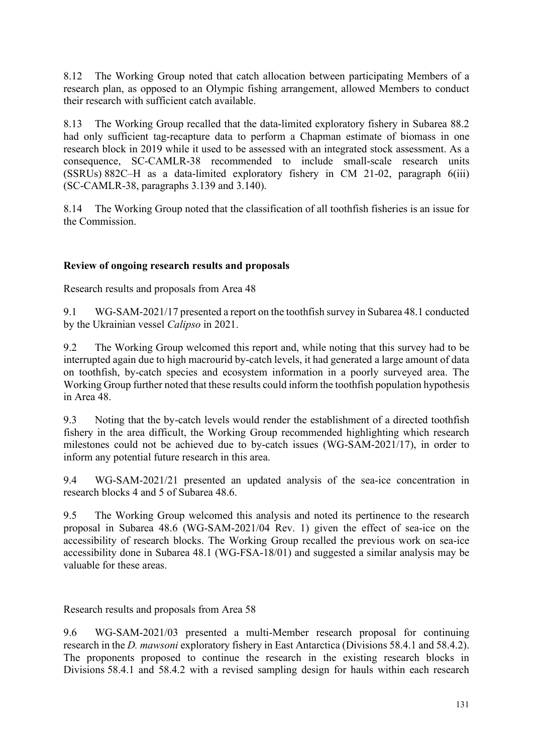8.12 The Working Group noted that catch allocation between participating Members of a research plan, as opposed to an Olympic fishing arrangement, allowed Members to conduct their research with sufficient catch available.

8.13 The Working Group recalled that the data-limited exploratory fishery in Subarea 88.2 had only sufficient tag-recapture data to perform a Chapman estimate of biomass in one research block in 2019 while it used to be assessed with an integrated stock assessment. As a consequence, SC-CAMLR-38 recommended to include small-scale research units (SSRUs) 882C–H as a data-limited exploratory fishery in CM 21-02, paragraph 6(iii) (SC-CAMLR-38, paragraphs 3.139 and 3.140).

8.14 The Working Group noted that the classification of all toothfish fisheries is an issue for the Commission.

## Review of ongoing research results and proposals

### Research results and proposals from Area 48

9.1 WG-SAM-2021/17 presented a report on the toothfish survey in Subarea 48.1 conducted by the Ukrainian vessel *Calipso* in 2021.

9.2 The Working Group welcomed this report and, while noting that this survey had to be interrupted again due to high macrourid by-catch levels, it had generated a large amount of data on toothfish, by-catch species and ecosystem information in a poorly surveyed area. The Working Group further noted that these results could inform the toothfish population hypothesis in Area 48.

9.3 Noting that the by-catch levels would render the establishment of a directed toothfish fishery in the area difficult, the Working Group recommended highlighting which research milestones could not be achieved due to by-catch issues (WG-SAM-2021/17), in order to inform any potential future research in this area.

9.4 WG-SAM-2021/21 presented an updated analysis of the sea-ice concentration in research blocks 4 and 5 of Subarea 48.6.

9.5 The Working Group welcomed this analysis and noted its pertinence to the research proposal in Subarea 48.6 (WG-SAM-2021/04 Rev. 1) given the effect of sea-ice on the accessibility of research blocks. The Working Group recalled the previous work on sea-ice accessibility done in Subarea 48.1 (WG-FSA-18/01) and suggested a similar analysis may be valuable for these areas.

### Research results and proposals from Area 58

9.6 WG-SAM-2021/03 presented a multi-Member research proposal for continuing research in the *D. mawsoni* exploratory fishery in East Antarctica (Divisions 58.4.1 and 58.4.2). The proponents proposed to continue the research in the existing research blocks in Divisions 58.4.1 and 58.4.2 with a revised sampling design for hauls within each research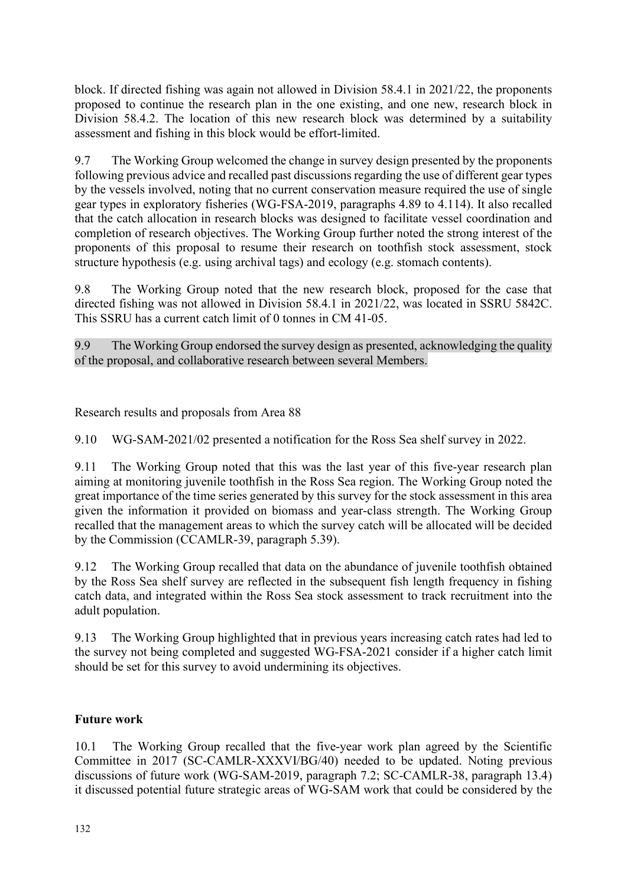block. If directed fishing was again not allowed in Division 58.4.1 in 2021/22, the proponents proposed to continue the research plan in the one existing, and one new, research block in Division 58.4.2. The location of this new research block was determined by a suitability assessment and fishing in this block would be effort-limited.

9.7 The Working Group welcomed the change in survey design presented by the proponents following previous advice and recalled past discussions regarding the use of different gear types by the vessels involved, noting that no current conservation measure required the use of single gear types in exploratory fisheries (WG-FSA-2019, paragraphs 4.89 to 4.114). It also recalled that the catch allocation in research blocks was designed to facilitate vessel coordination and completion of research objectives. The Working Group further noted the strong interest of the proponents of this proposal to resume their research on toothfish stock assessment, stock structure hypothesis (e.g. using archival tags) and ecology (e.g. stomach contents).

9.8 The Working Group noted that the new research block, proposed for the case that directed fishing was not allowed in Division 58.4.1 in 2021/22, was located in SSRU 5842C. This SSRU has a current catch limit of 0 tonnes in CM 41-05.

9.9 The Working Group endorsed the survey design as presented, acknowledging the quality of the proposal, and collaborative research between several Members.

Research results and proposals from Area 88

9.10 WG-SAM-2021/02 presented a notification for the Ross Sea shelf survey in 2022.

9.11 The Working Group noted that this was the last year of this five-year research plan aiming at monitoring juvenile toothfish in the Ross Sea region. The Working Group noted the great importance of the time series generated by this survey for the stock assessment in this area given the information it provided on biomass and year-class strength. The Working Group recalled that the management areas to which the survey catch will be allocated will be decided by the Commission (CCAMLR-39, paragraph 5.39).

9.12 The Working Group recalled that data on the abundance of juvenile toothfish obtained by the Ross Sea shelf survey are reflected in the subsequent fish length frequency in fishing catch data, and integrated within the Ross Sea stock assessment to track recruitment into the adult population.

9.13 The Working Group highlighted that in previous years increasing catch rates had led to the survey not being completed and suggested WG-FSA-2021 consider if a higher catch limit should be set for this survey to avoid undermining its objectives.

## Future work

10.1 The Working Group recalled that the five-year work plan agreed by the Scientific Committee in 2017 (SC-CAMLR-XXXVI/BG/40) needed to be updated. Noting previous discussions of future work (WG-SAM-2019, paragraph 7.2; SC-CAMLR-38, paragraph 13.4) it discussed potential future strategic areas of WG-SAM work that could be considered by the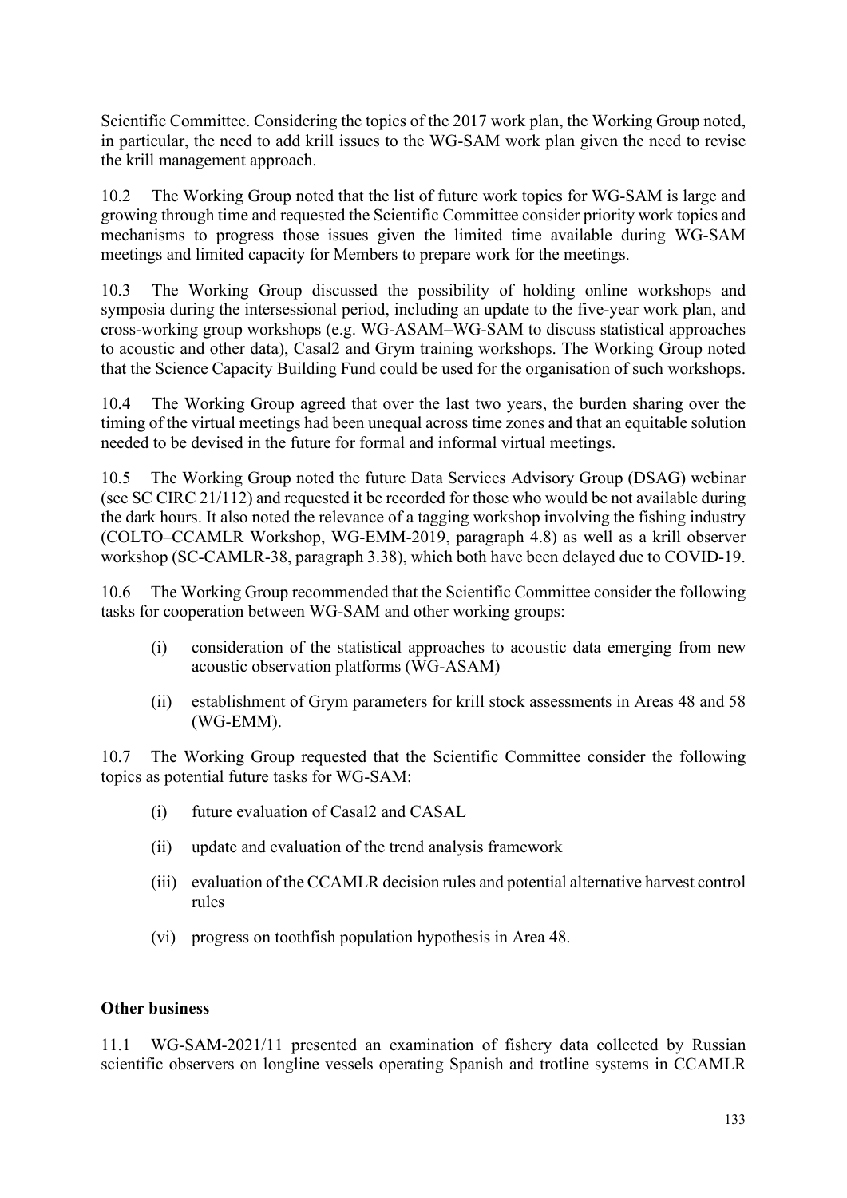Scientific Committee. Considering the topics of the 2017 work plan, the Working Group noted, in particular, the need to add krill issues to the WG-SAM work plan given the need to revise the krill management approach.

10.2 The Working Group noted that the list of future work topics for WG-SAM is large and growing through time and requested the Scientific Committee consider priority work topics and mechanisms to progress those issues given the limited time available during WG-SAM meetings and limited capacity for Members to prepare work for the meetings.

10.3 The Working Group discussed the possibility of holding online workshops and symposia during the intersessional period, including an update to the five-year work plan, and cross-working group workshops (e.g. WG-ASAM–WG-SAM to discuss statistical approaches to acoustic and other data), Casal2 and Grym training workshops. The Working Group noted that the Science Capacity Building Fund could be used for the organisation of such workshops.

10.4 The Working Group agreed that over the last two years, the burden sharing over the timing of the virtual meetings had been unequal across time zones and that an equitable solution needed to be devised in the future for formal and informal virtual meetings.

10.5 The Working Group noted the future Data Services Advisory Group (DSAG) webinar (see SC CIRC 21/112) and requested it be recorded for those who would be not available during the dark hours. It also noted the relevance of a tagging workshop involving the fishing industry (COLTO–CCAMLR Workshop, WG-EMM-2019, paragraph 4.8) as well as a krill observer workshop (SC-CAMLR-38, paragraph 3.38), which both have been delayed due to COVID-19.

10.6 The Working Group recommended that the Scientific Committee consider the following tasks for cooperation between WG-SAM and other working groups:

(i) consideration of the statistical approaches to acoustic data emerging from new acoustic observation platforms (WG-ASAM)

(ii) establishment of Grym parameters for krill stock assessments in Areas 48 and 58 (WG-EMM).

10.7 The Working Group requested that the Scientific Committee consider the following topics as potential future tasks for WG-SAM:

(i) future evaluation of Casal2 and CASAL

(ii) update and evaluation of the trend analysis framework

(iii) evaluation of the CCAMLR decision rules and potential alternative harvest control rules

(vi) progress on toothfish population hypothesis in Area 48.

## Other business

11.1 WG-SAM-2021/11 presented an examination of fishery data collected by Russian scientific observers on longline vessels operating Spanish and trotline systems in CCAMLR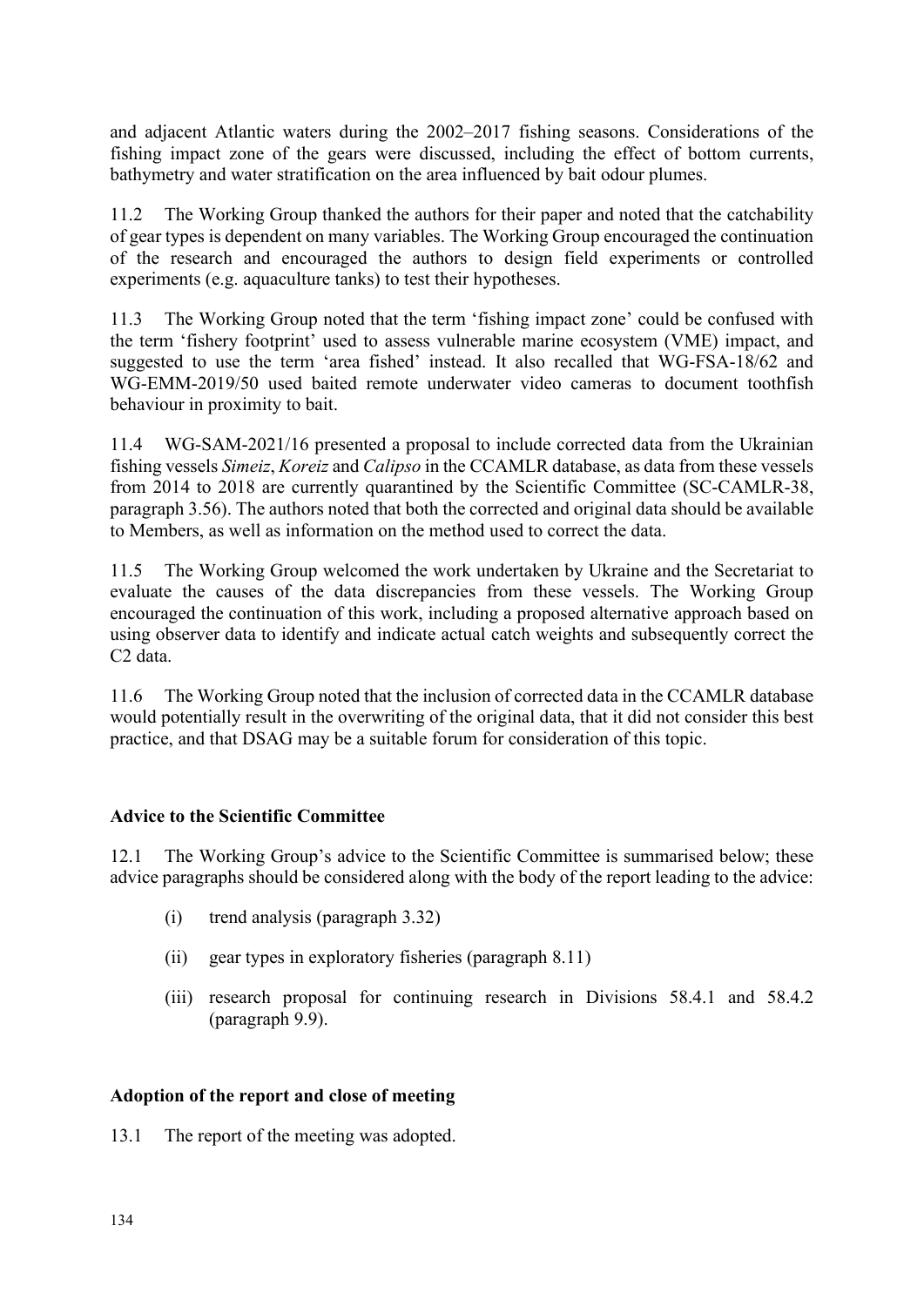and adjacent Atlantic waters during the 2002–2017 fishing seasons. Considerations of the fishing impact zone of the gears were discussed, including the effect of bottom currents, bathymetry and water stratification on the area influenced by bait odour plumes.

11.2 The Working Group thanked the authors for their paper and noted that the catchability of gear types is dependent on many variables. The Working Group encouraged the continuation of the research and encouraged the authors to design field experiments or controlled experiments (e.g. aquaculture tanks) to test their hypotheses.

11.3 The Working Group noted that the term 'fishing impact zone' could be confused with the term 'fishery footprint' used to assess vulnerable marine ecosystem (VME) impact, and suggested to use the term 'area fished' instead. It also recalled that WG-FSA-18/62 and WG-EMM-2019/50 used baited remote underwater video cameras to document toothfish behaviour in proximity to bait.

11.4 WG-SAM-2021/16 presented a proposal to include corrected data from the Ukrainian fishing vessels *Simeiz*, *Koreiz* and *Calipso* in the CCAMLR database, as data from these vessels from 2014 to 2018 are currently quarantined by the Scientific Committee (SC-CAMLR-38, paragraph 3.56). The authors noted that both the corrected and original data should be available to Members, as well as information on the method used to correct the data.

11.5 The Working Group welcomed the work undertaken by Ukraine and the Secretariat to evaluate the causes of the data discrepancies from these vessels. The Working Group encouraged the continuation of this work, including a proposed alternative approach based on using observer data to identify and indicate actual catch weights and subsequently correct the C2 data.

11.6 The Working Group noted that the inclusion of corrected data in the CCAMLR database would potentially result in the overwriting of the original data, that it did not consider this best practice, and that DSAG may be a suitable forum for consideration of this topic.

## Advice to the Scientific Committee

12.1 The Working Group's advice to the Scientific Committee is summarised below; these advice paragraphs should be considered along with the body of the report leading to the advice:

(i) trend analysis (paragraph 3.32)

(ii) gear types in exploratory fisheries (paragraph 8.11)

(iii) research proposal for continuing research in Divisions 58.4.1 and 58.4.2 (paragraph 9.9).

## Adoption of the report and close of meeting

13.1 The report of the meeting was adopted.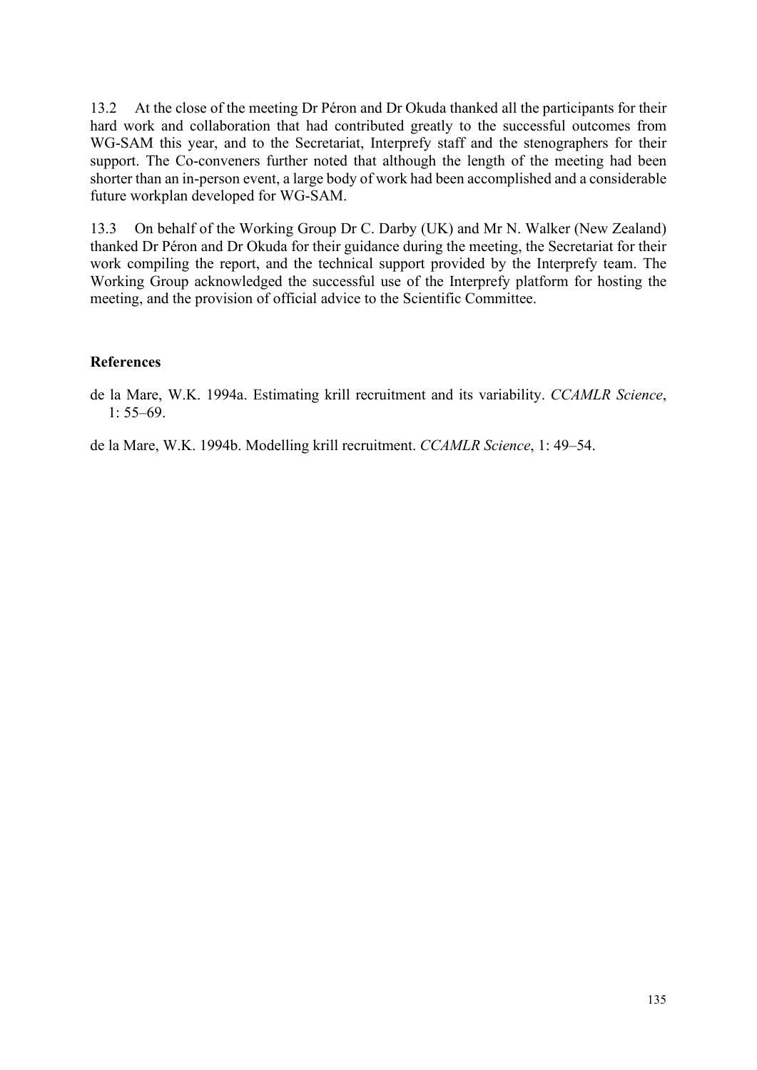13.2 At the close of the meeting Dr Péron and Dr Okuda thanked all the participants for their hard work and collaboration that had contributed greatly to the successful outcomes from WG-SAM this year, and to the Secretariat, Interprefy staff and the stenographers for their support. The Co-conveners further noted that although the length of the meeting had been shorter than an in-person event, a large body of work had been accomplished and a considerable future workplan developed for WG-SAM.

13.3 On behalf of the Working Group Dr C. Darby (UK) and Mr N. Walker (New Zealand) thanked Dr Péron and Dr Okuda for their guidance during the meeting, the Secretariat for their work compiling the report, and the technical support provided by the Interprefy team. The Working Group acknowledged the successful use of the Interprefy platform for hosting the meeting, and the provision of official advice to the Scientific Committee.

**References**

de la Mare, W.K. 1994a. Estimating krill recruitment and its variability. *CCAMLR Science*, 1: 55–69.

de la Mare, W.K. 1994b. Modelling krill recruitment. *CCAMLR Science*, 1: 49–54.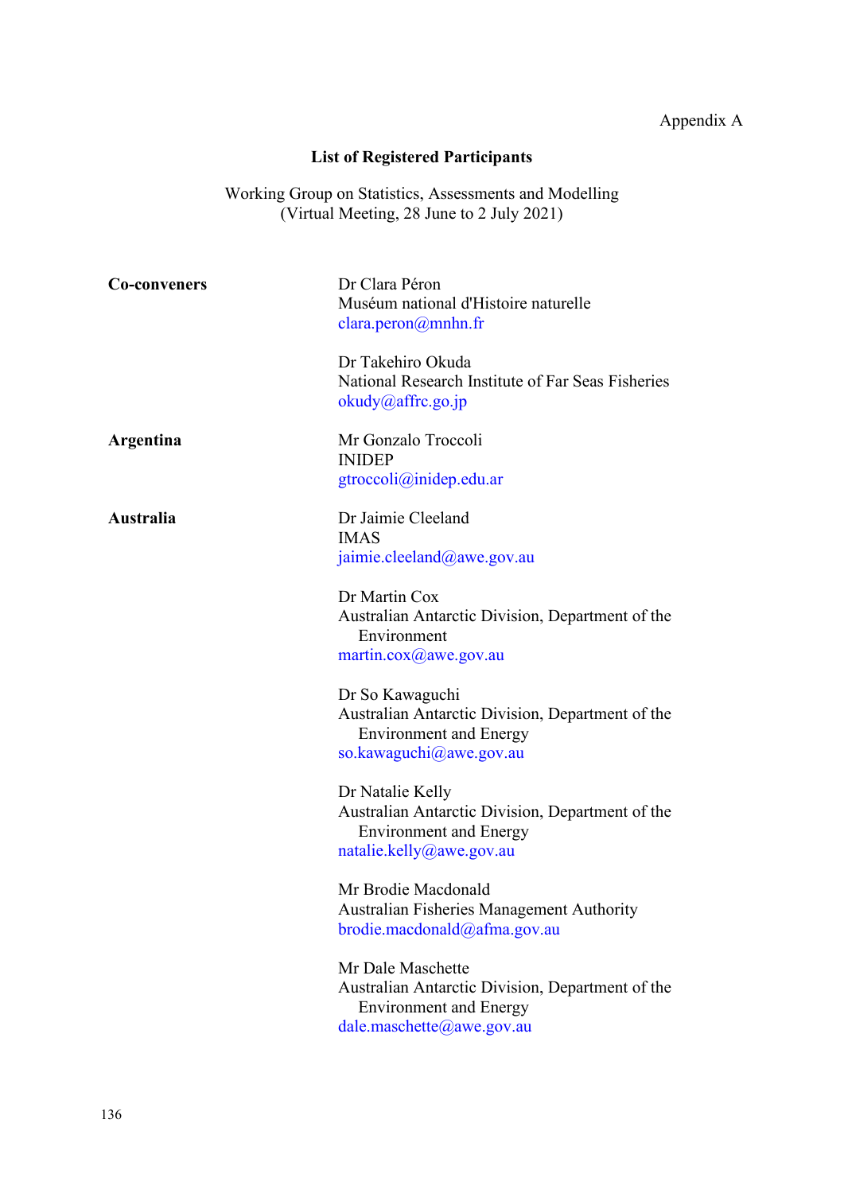Appendix A

## List of Registered Participants

Working Group on Statistics, Assessments and Modelling
(Virtual Meeting, 28 June to 2 July 2021)

**Co-conveners**

Dr Clara Péron
Muséum national d'Histoire naturelle
clara.peron@mnhn.fr

Dr Takehiro Okuda
National Research Institute of Far Seas Fisheries
okudy@affrc.go.jp

**Argentina**

Mr Gonzalo Troccoli
INIDEP
gtroccoli@inidep.edu.ar

**Australia**

Dr Jaimie Cleeland
IMAS
jaimie.cleeland@awe.gov.au

Dr Martin Cox
Australian Antarctic Division, Department of the Environment
martin.cox@awe.gov.au

Dr So Kawaguchi
Australian Antarctic Division, Department of the Environment and Energy
so.kawaguchi@awe.gov.au

Dr Natalie Kelly
Australian Antarctic Division, Department of the Environment and Energy
natalie.kelly@awe.gov.au

Mr Brodie Macdonald
Australian Fisheries Management Authority
brodie.macdonald@afma.gov.au

Mr Dale Maschette
Australian Antarctic Division, Department of the Environment and Energy
dale.maschette@awe.gov.au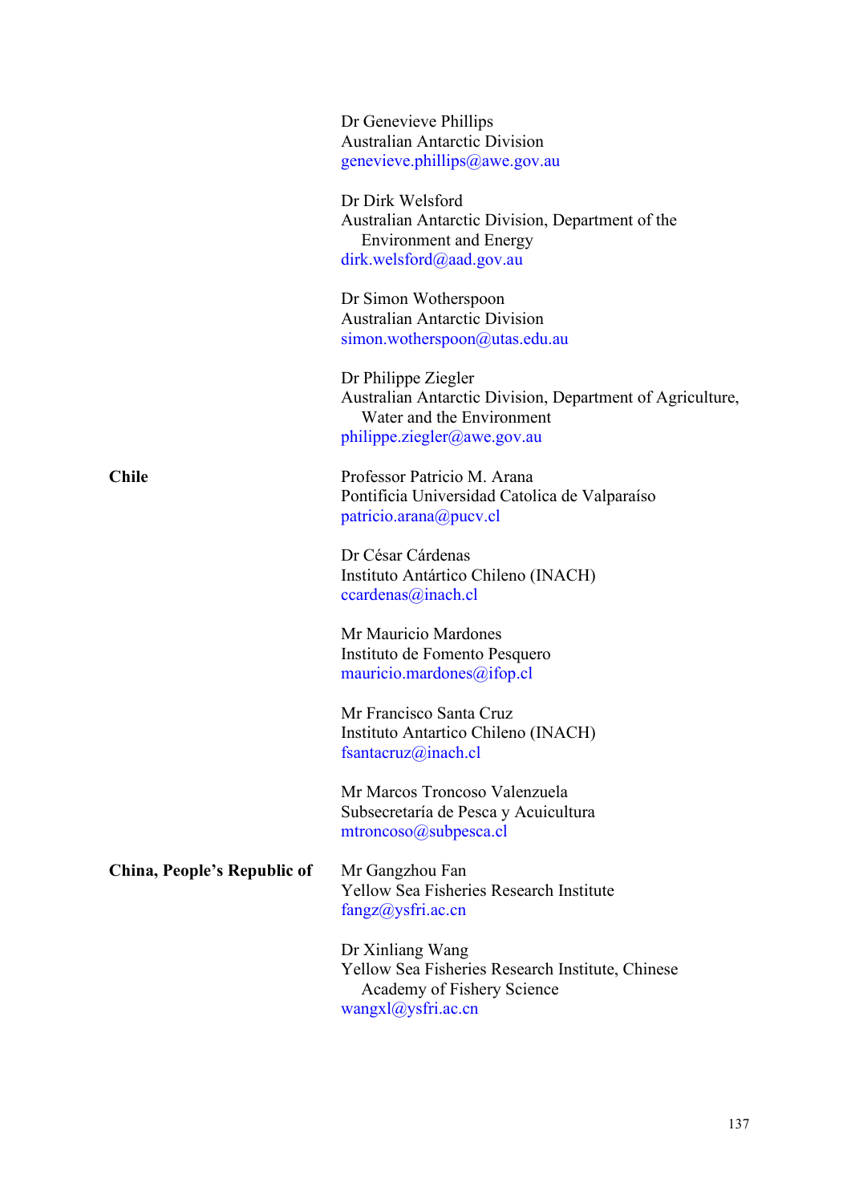| | |
|---|---|
| | Dr Genevieve Phillips<br>Australian Antarctic Division<br>genevieve.phillips@awe.gov.au |
| | Dr Dirk Welsford<br>Australian Antarctic Division, Department of the Environment and Energy<br>dirk.welsford@aad.gov.au |
| | Dr Simon Wotherspoon<br>Australian Antarctic Division<br>simon.wotherspoon@utas.edu.au |
| | Dr Philippe Ziegler<br>Australian Antarctic Division, Department of Agriculture, Water and the Environment<br>philippe.ziegler@awe.gov.au |
| **Chile** | Professor Patricio M. Arana<br>Pontificia Universidad Catolica de Valparaíso<br>patricio.arana@pucv.cl |
| | Dr César Cárdenas<br>Instituto Antártico Chileno (INACH)<br>ccardenas@inach.cl |
| | Mr Mauricio Mardones<br>Instituto de Fomento Pesquero<br>mauricio.mardones@ifop.cl |
| | Mr Francisco Santa Cruz<br>Instituto Antartico Chileno (INACH)<br>fsantacruz@inach.cl |
| | Mr Marcos Troncoso Valenzuela<br>Subsecretaría de Pesca y Acuicultura<br>mtroncoso@subpesca.cl |
| **China, People's Republic of** | Mr Gangzhou Fan<br>Yellow Sea Fisheries Research Institute<br>fangz@ysfri.ac.cn |
| | Dr Xinliang Wang<br>Yellow Sea Fisheries Research Institute, Chinese Academy of Fishery Science<br>wangxl@ysfri.ac.cn |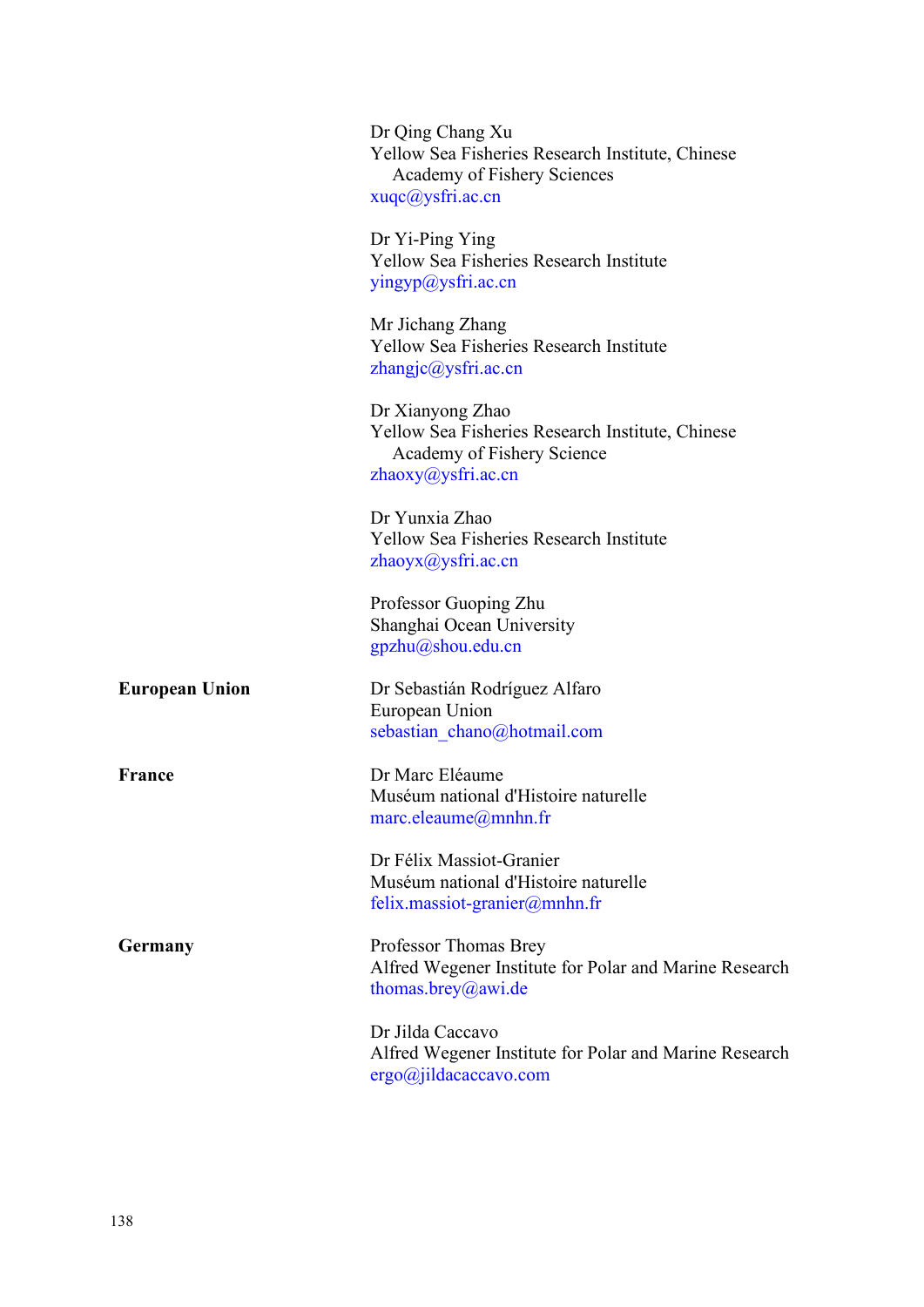| | |
|---|---|
| | Dr Qing Chang Xu<br>Yellow Sea Fisheries Research Institute, Chinese Academy of Fishery Sciences<br>xuqc@ysfri.ac.cn |
| | Dr Yi-Ping Ying<br>Yellow Sea Fisheries Research Institute<br>yingyp@ysfri.ac.cn |
| | Mr Jichang Zhang<br>Yellow Sea Fisheries Research Institute<br>zhangjc@ysfri.ac.cn |
| | Dr Xianyong Zhao<br>Yellow Sea Fisheries Research Institute, Chinese Academy of Fishery Science<br>zhaoxy@ysfri.ac.cn |
| | Dr Yunxia Zhao<br>Yellow Sea Fisheries Research Institute<br>zhaoyx@ysfri.ac.cn |
| | Professor Guoping Zhu<br>Shanghai Ocean University<br>gpzhu@shou.edu.cn |
| **European Union** | Dr Sebastián Rodríguez Alfaro<br>European Union<br>sebastian_chano@hotmail.com |
| **France** | Dr Marc Eléaume<br>Muséum national d'Histoire naturelle<br>marc.eleaume@mnhn.fr |
| | Dr Félix Massiot-Granier<br>Muséum national d'Histoire naturelle<br>felix.massiot-granier@mnhn.fr |
| **Germany** | Professor Thomas Brey<br>Alfred Wegener Institute for Polar and Marine Research<br>thomas.brey@awi.de |
| | Dr Jilda Caccavo<br>Alfred Wegener Institute for Polar and Marine Research<br>ergo@jildacaccavo.com |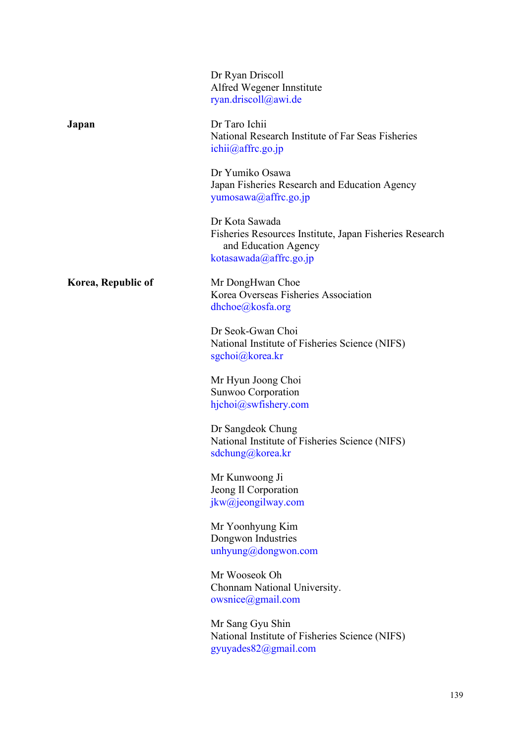| | |
|---|---|
| | Dr Ryan Driscoll<br>Alfred Wegener Innstitute<br>ryan.driscoll@awi.de |
| **Japan** | Dr Taro Ichii<br>National Research Institute of Far Seas Fisheries<br>ichii@affrc.go.jp |
| | Dr Yumiko Osawa<br>Japan Fisheries Research and Education Agency<br>yumosawa@affrc.go.jp |
| | Dr Kota Sawada<br>Fisheries Resources Institute, Japan Fisheries Research and Education Agency<br>kotasawada@affrc.go.jp |
| **Korea, Republic of** | Mr DongHwan Choe<br>Korea Overseas Fisheries Association<br>dhchoe@kosfa.org |
| | Dr Seok-Gwan Choi<br>National Institute of Fisheries Science (NIFS)<br>sgchoi@korea.kr |
| | Mr Hyun Joong Choi<br>Sunwoo Corporation<br>hjchoi@swfishery.com |
| | Dr Sangdeok Chung<br>National Institute of Fisheries Science (NIFS)<br>sdchung@korea.kr |
| | Mr Kunwoong Ji<br>Jeong Il Corporation<br>jkw@jeongilway.com |
| | Mr Yoonhyung Kim<br>Dongwon Industries<br>unhyung@dongwon.com |
| | Mr Wooseok Oh<br>Chonnam National University.<br>owsnice@gmail.com |
| | Mr Sang Gyu Shin<br>National Institute of Fisheries Science (NIFS)<br>gyuyades82@gmail.com |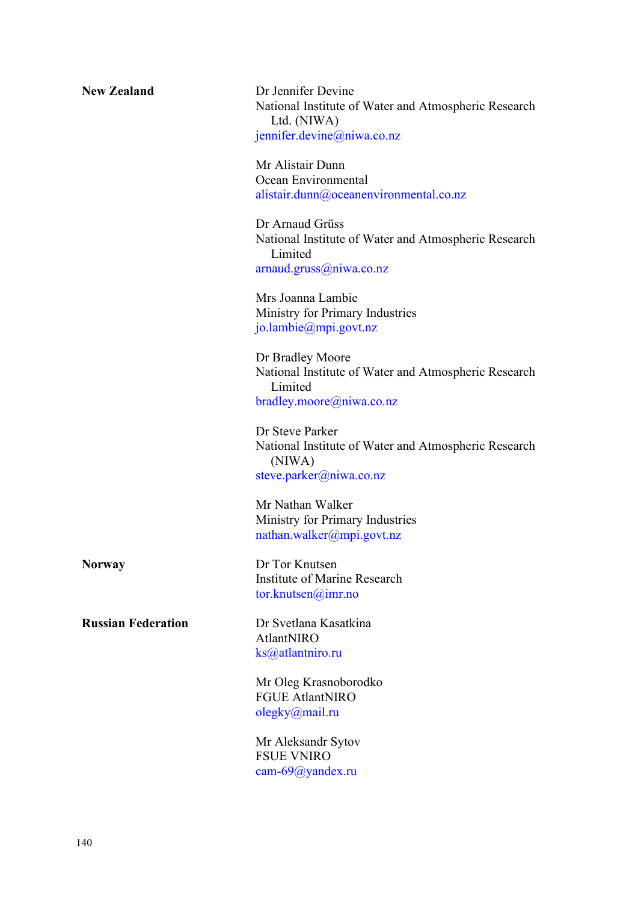| | |
|---|---|
| **New Zealand** | Dr Jennifer Devine<br>National Institute of Water and Atmospheric Research Ltd. (NIWA)<br>jennifer.devine@niwa.co.nz |
| | Mr Alistair Dunn<br>Ocean Environmental<br>alistair.dunn@oceanenvironmental.co.nz |
| | Dr Arnaud Grüss<br>National Institute of Water and Atmospheric Research Limited<br>arnaud.gruss@niwa.co.nz |
| | Mrs Joanna Lambie<br>Ministry for Primary Industries<br>jo.lambie@mpi.govt.nz |
| | Dr Bradley Moore<br>National Institute of Water and Atmospheric Research Limited<br>bradley.moore@niwa.co.nz |
| | Dr Steve Parker<br>National Institute of Water and Atmospheric Research (NIWA)<br>steve.parker@niwa.co.nz |
| | Mr Nathan Walker<br>Ministry for Primary Industries<br>nathan.walker@mpi.govt.nz |
| **Norway** | Dr Tor Knutsen<br>Institute of Marine Research<br>tor.knutsen@imr.no |
| **Russian Federation** | Dr Svetlana Kasatkina<br>AtlantNIRO<br>ks@atlantniro.ru |
| | Mr Oleg Krasnoborodko<br>FGUE AtlantNIRO<br>olegky@mail.ru |
| | Mr Aleksandr Sytov<br>FSUE VNIRO<br>cam-69@yandex.ru |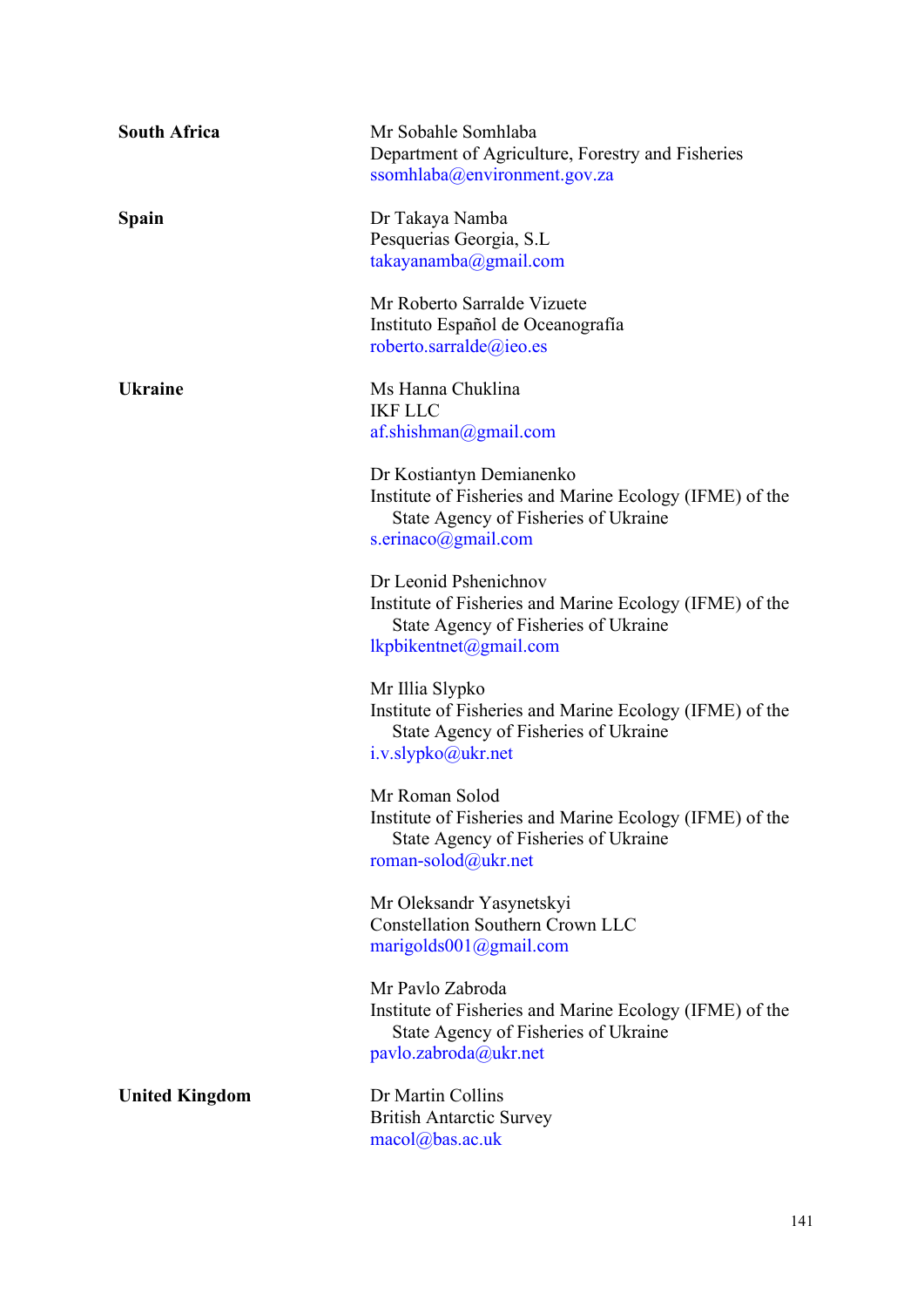| | |
|---|---|
| **South Africa** | Mr Sobahle Somhlaba<br>Department of Agriculture, Forestry and Fisheries<br>ssomhlaba@environment.gov.za |
| **Spain** | Dr Takaya Namba<br>Pesquerias Georgia, S.L<br>takayanamba@gmail.com |
| | Mr Roberto Sarralde Vizuete<br>Instituto Español de Oceanografía<br>roberto.sarralde@ieo.es |
| **Ukraine** | Ms Hanna Chuklina<br>IKF LLC<br>af.shishman@gmail.com |
| | Dr Kostiantyn Demianenko<br>Institute of Fisheries and Marine Ecology (IFME) of the State Agency of Fisheries of Ukraine<br>s.erinaco@gmail.com |
| | Dr Leonid Pshenichnov<br>Institute of Fisheries and Marine Ecology (IFME) of the State Agency of Fisheries of Ukraine<br>lkpbikentnet@gmail.com |
| | Mr Illia Slypko<br>Institute of Fisheries and Marine Ecology (IFME) of the State Agency of Fisheries of Ukraine<br>i.v.slypko@ukr.net |
| | Mr Roman Solod<br>Institute of Fisheries and Marine Ecology (IFME) of the State Agency of Fisheries of Ukraine<br>roman-solod@ukr.net |
| | Mr Oleksandr Yasynetskyi<br>Constellation Southern Crown LLC<br>marigolds001@gmail.com |
| | Mr Pavlo Zabroda<br>Institute of Fisheries and Marine Ecology (IFME) of the State Agency of Fisheries of Ukraine<br>pavlo.zabroda@ukr.net |
| **United Kingdom** | Dr Martin Collins<br>British Antarctic Survey<br>macol@bas.ac.uk |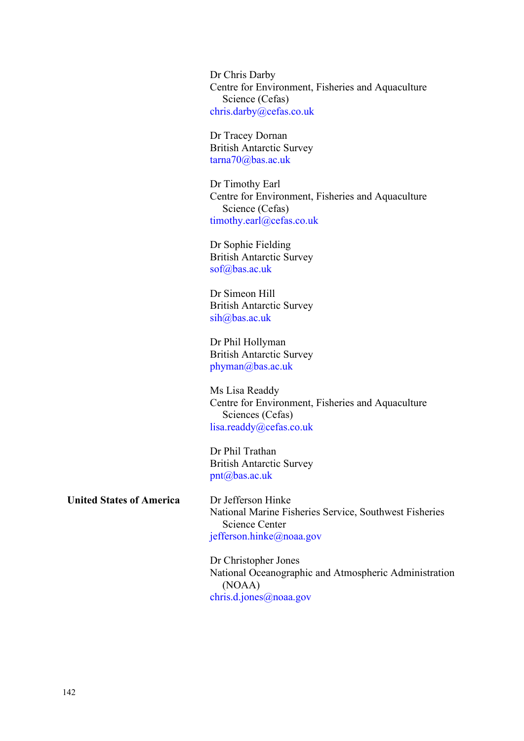Dr Chris Darby
Centre for Environment, Fisheries and Aquaculture Science (Cefas)
chris.darby@cefas.co.uk

Dr Tracey Dornan
British Antarctic Survey
tarna70@bas.ac.uk

Dr Timothy Earl
Centre for Environment, Fisheries and Aquaculture Science (Cefas)
timothy.earl@cefas.co.uk

Dr Sophie Fielding
British Antarctic Survey
sof@bas.ac.uk

Dr Simeon Hill
British Antarctic Survey
sih@bas.ac.uk

Dr Phil Hollyman
British Antarctic Survey
phyman@bas.ac.uk

Ms Lisa Readdy
Centre for Environment, Fisheries and Aquaculture Sciences (Cefas)
lisa.readdy@cefas.co.uk

Dr Phil Trathan
British Antarctic Survey
pnt@bas.ac.uk

**United States of America**

Dr Jefferson Hinke
National Marine Fisheries Service, Southwest Fisheries Science Center
jefferson.hinke@noaa.gov

Dr Christopher Jones
National Oceanographic and Atmospheric Administration (NOAA)
chris.d.jones@noaa.gov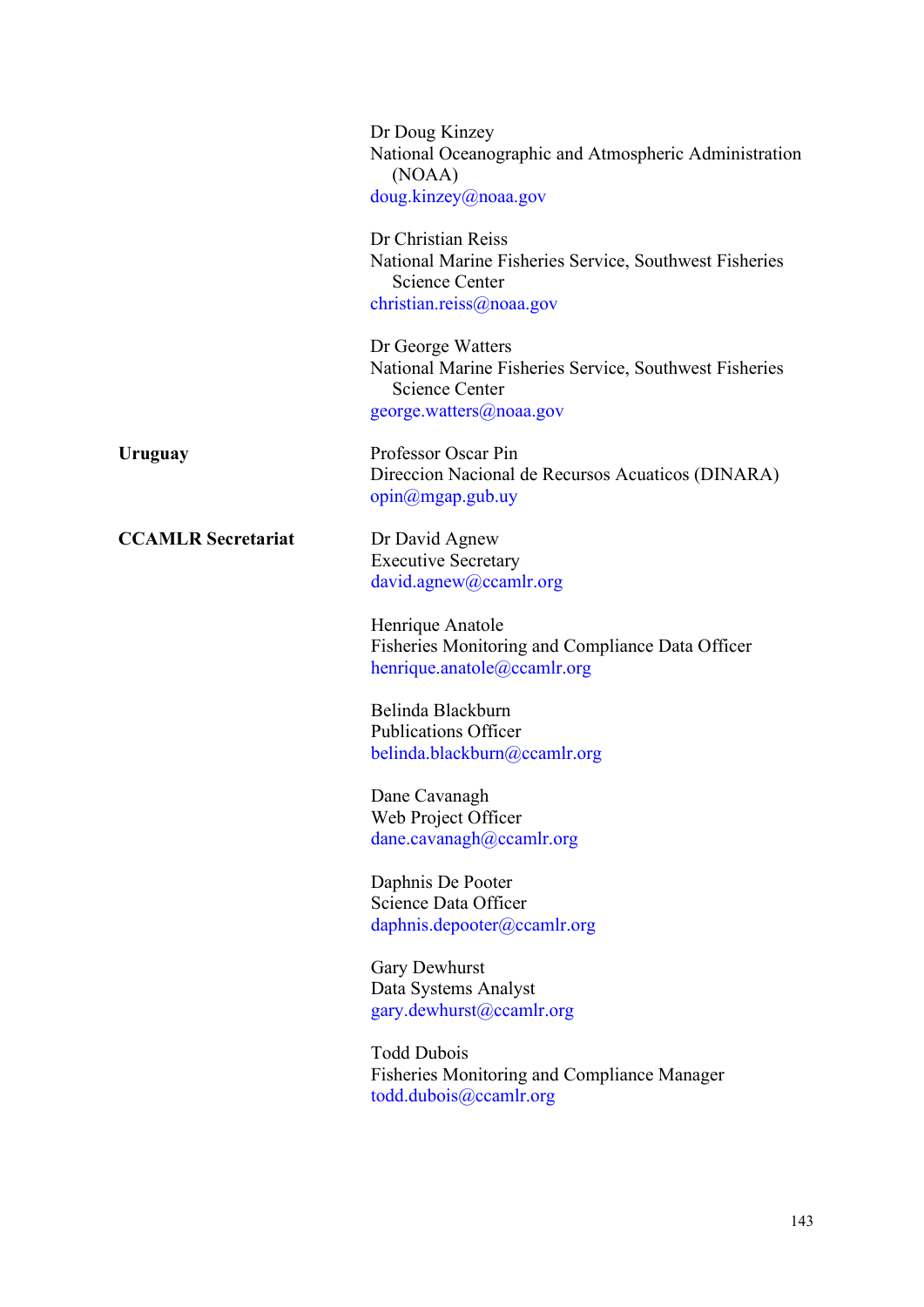| | |
|---|---|
| | Dr Doug Kinzey<br>National Oceanographic and Atmospheric Administration (NOAA)<br>doug.kinzey@noaa.gov |
| | Dr Christian Reiss<br>National Marine Fisheries Service, Southwest Fisheries Science Center<br>christian.reiss@noaa.gov |
| | Dr George Watters<br>National Marine Fisheries Service, Southwest Fisheries Science Center<br>george.watters@noaa.gov |
| **Uruguay** | Professor Oscar Pin<br>Direccion Nacional de Recursos Acuaticos (DINARA)<br>opin@mgap.gub.uy |
| **CCAMLR Secretariat** | Dr David Agnew<br>Executive Secretary<br>david.agnew@ccamlr.org |
| | Henrique Anatole<br>Fisheries Monitoring and Compliance Data Officer<br>henrique.anatole@ccamlr.org |
| | Belinda Blackburn<br>Publications Officer<br>belinda.blackburn@ccamlr.org |
| | Dane Cavanagh<br>Web Project Officer<br>dane.cavanagh@ccamlr.org |
| | Daphnis De Pooter<br>Science Data Officer<br>daphnis.depooter@ccamlr.org |
| | Gary Dewhurst<br>Data Systems Analyst<br>gary.dewhurst@ccamlr.org |
| | Todd Dubois<br>Fisheries Monitoring and Compliance Manager<br>todd.dubois@ccamlr.org |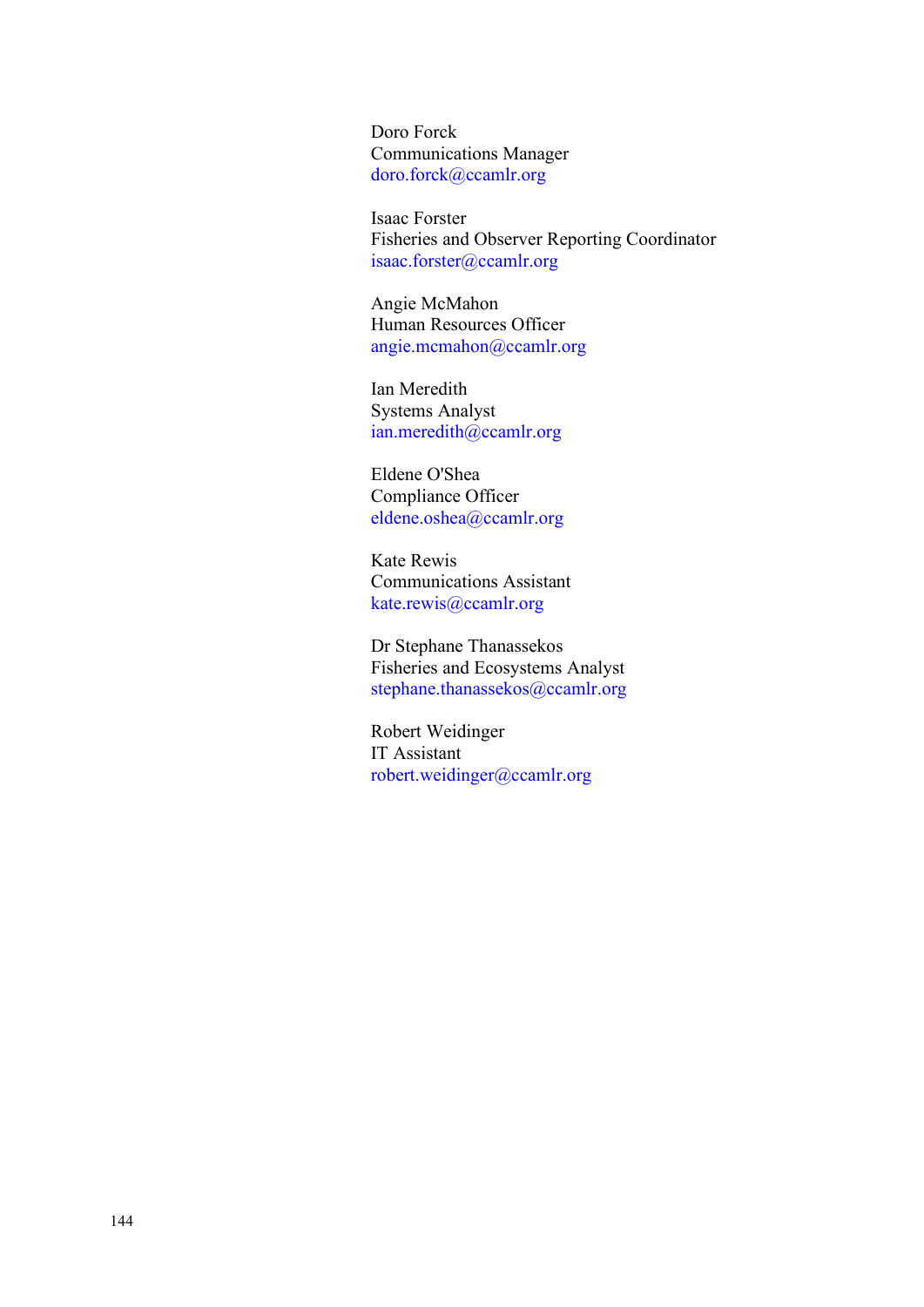Doro Forck
Communications Manager
doro.forck@ccamlr.org

Isaac Forster
Fisheries and Observer Reporting Coordinator
isaac.forster@ccamlr.org

Angie McMahon
Human Resources Officer
angie.mcmahon@ccamlr.org

Ian Meredith
Systems Analyst
ian.meredith@ccamlr.org

Eldene O'Shea
Compliance Officer
eldene.oshea@ccamlr.org

Kate Rewis
Communications Assistant
kate.rewis@ccamlr.org

Dr Stephane Thanassekos
Fisheries and Ecosystems Analyst
stephane.thanassekos@ccamlr.org

Robert Weidinger
IT Assistant
robert.weidinger@ccamlr.org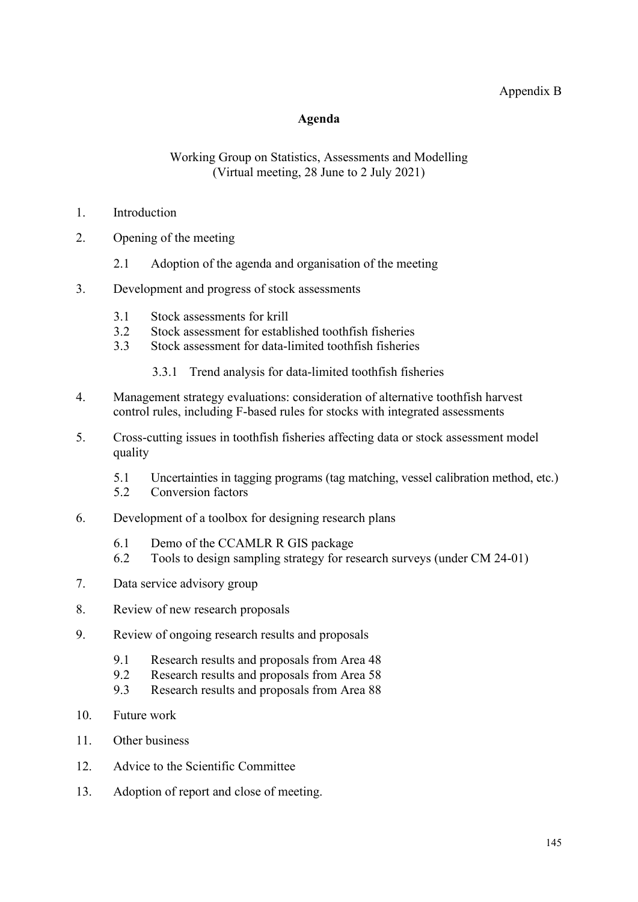Appendix B

## Agenda

Working Group on Statistics, Assessments and Modelling
(Virtual meeting, 28 June to 2 July 2021)

1. Introduction

2. Opening of the meeting

   2.1 Adoption of the agenda and organisation of the meeting

3. Development and progress of stock assessments

   3.1 Stock assessments for krill
   3.2 Stock assessment for established toothfish fisheries
   3.3 Stock assessment for data-limited toothfish fisheries

      3.3.1 Trend analysis for data-limited toothfish fisheries

4. Management strategy evaluations: consideration of alternative toothfish harvest control rules, including F-based rules for stocks with integrated assessments

5. Cross-cutting issues in toothfish fisheries affecting data or stock assessment model quality

   5.1 Uncertainties in tagging programs (tag matching, vessel calibration method, etc.)
   5.2 Conversion factors

6. Development of a toolbox for designing research plans

   6.1 Demo of the CCAMLR R GIS package
   6.2 Tools to design sampling strategy for research surveys (under CM 24-01)

7. Data service advisory group

8. Review of new research proposals

9. Review of ongoing research results and proposals

   9.1 Research results and proposals from Area 48
   9.2 Research results and proposals from Area 58
   9.3 Research results and proposals from Area 88

10. Future work

11. Other business

12. Advice to the Scientific Committee

13. Adoption of report and close of meeting.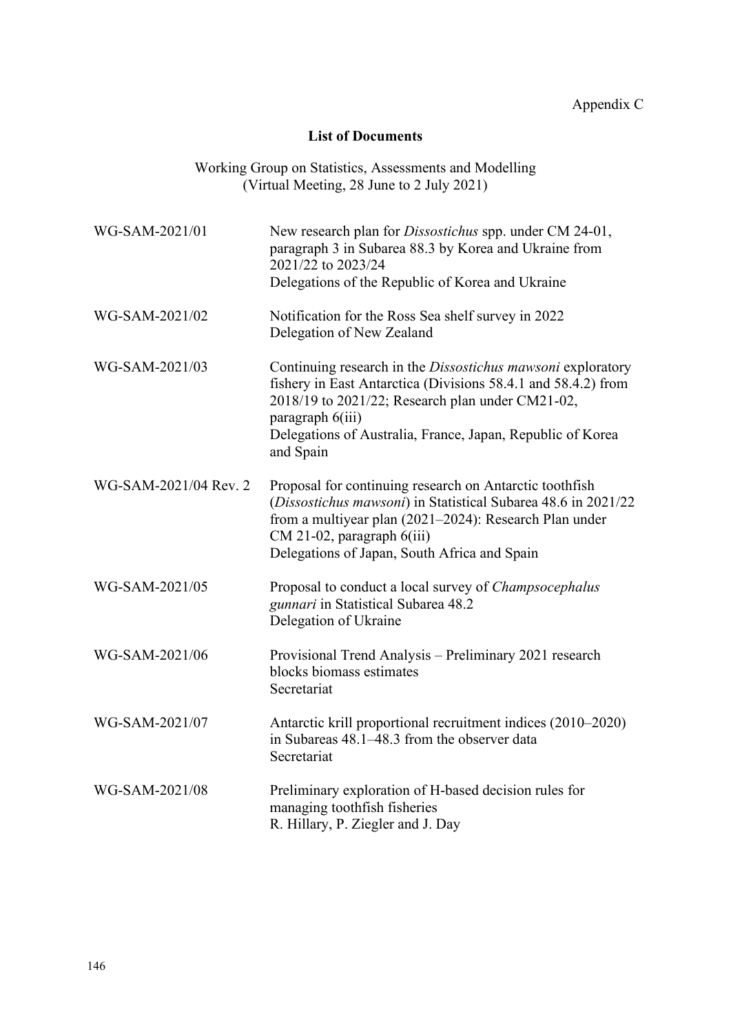Appendix C

## List of Documents

Working Group on Statistics, Assessments and Modelling
(Virtual Meeting, 28 June to 2 July 2021)

| | |
|---|---|
| WG-SAM-2021/01 | New research plan for *Dissostichus* spp. under CM 24-01, paragraph 3 in Subarea 88.3 by Korea and Ukraine from 2021/22 to 2023/24<br>Delegations of the Republic of Korea and Ukraine |
| WG-SAM-2021/02 | Notification for the Ross Sea shelf survey in 2022<br>Delegation of New Zealand |
| WG-SAM-2021/03 | Continuing research in the *Dissostichus mawsoni* exploratory fishery in East Antarctica (Divisions 58.4.1 and 58.4.2) from 2018/19 to 2021/22; Research plan under CM21-02, paragraph 6(iii)<br>Delegations of Australia, France, Japan, Republic of Korea and Spain |
| WG-SAM-2021/04 Rev. 2 | Proposal for continuing research on Antarctic toothfish (*Dissostichus mawsoni*) in Statistical Subarea 48.6 in 2021/22 from a multiyear plan (2021–2024): Research Plan under CM 21-02, paragraph 6(iii)<br>Delegations of Japan, South Africa and Spain |
| WG-SAM-2021/05 | Proposal to conduct a local survey of *Champsocephalus gunnari* in Statistical Subarea 48.2<br>Delegation of Ukraine |
| WG-SAM-2021/06 | Provisional Trend Analysis – Preliminary 2021 research blocks biomass estimates<br>Secretariat |
| WG-SAM-2021/07 | Antarctic krill proportional recruitment indices (2010–2020) in Subareas 48.1–48.3 from the observer data<br>Secretariat |
| WG-SAM-2021/08 | Preliminary exploration of H-based decision rules for managing toothfish fisheries<br>R. Hillary, P. Ziegler and J. Day |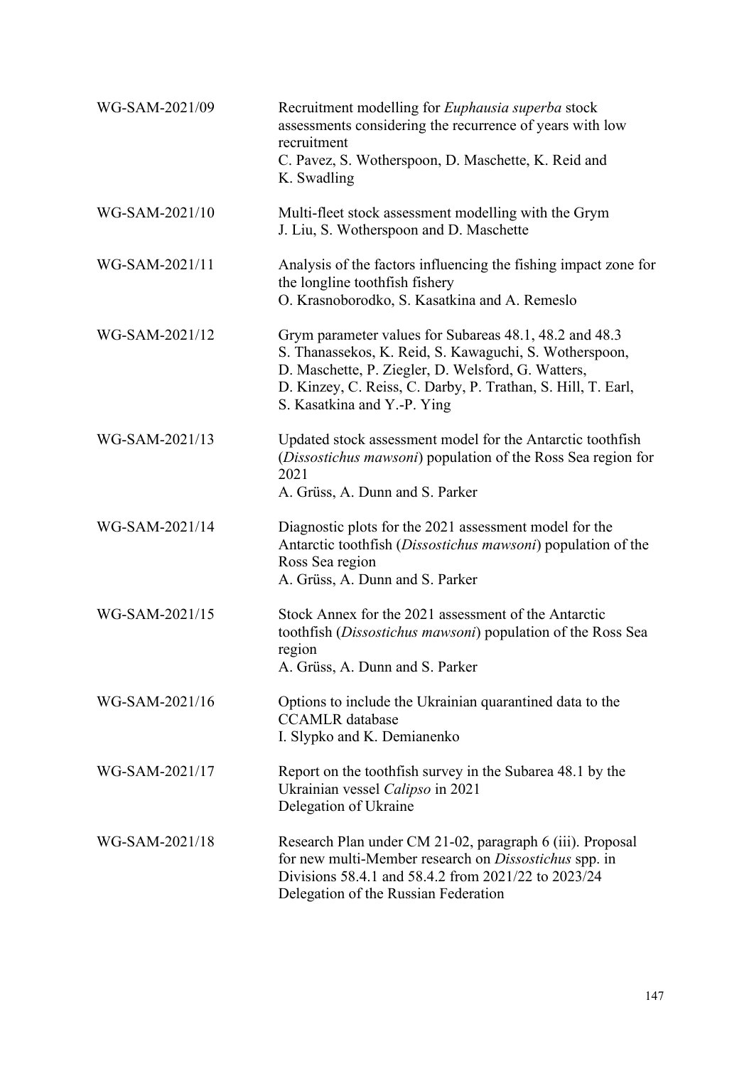| | |
|---|---|
| WG-SAM-2021/09 | Recruitment modelling for *Euphausia superba* stock assessments considering the recurrence of years with low recruitment<br>C. Pavez, S. Wotherspoon, D. Maschette, K. Reid and K. Swadling |
| WG-SAM-2021/10 | Multi-fleet stock assessment modelling with the Grym<br>J. Liu, S. Wotherspoon and D. Maschette |
| WG-SAM-2021/11 | Analysis of the factors influencing the fishing impact zone for the longline toothfish fishery<br>O. Krasnoborodko, S. Kasatkina and A. Remeslo |
| WG-SAM-2021/12 | Grym parameter values for Subareas 48.1, 48.2 and 48.3<br>S. Thanassekos, K. Reid, S. Kawaguchi, S. Wotherspoon, D. Maschette, P. Ziegler, D. Welsford, G. Watters, D. Kinzey, C. Reiss, C. Darby, P. Trathan, S. Hill, T. Earl, S. Kasatkina and Y.-P. Ying |
| WG-SAM-2021/13 | Updated stock assessment model for the Antarctic toothfish (*Dissostichus mawsoni*) population of the Ross Sea region for 2021<br>A. Grüss, A. Dunn and S. Parker |
| WG-SAM-2021/14 | Diagnostic plots for the 2021 assessment model for the Antarctic toothfish (*Dissostichus mawsoni*) population of the Ross Sea region<br>A. Grüss, A. Dunn and S. Parker |
| WG-SAM-2021/15 | Stock Annex for the 2021 assessment of the Antarctic toothfish (*Dissostichus mawsoni*) population of the Ross Sea region<br>A. Grüss, A. Dunn and S. Parker |
| WG-SAM-2021/16 | Options to include the Ukrainian quarantined data to the CCAMLR database<br>I. Slypko and K. Demianenko |
| WG-SAM-2021/17 | Report on the toothfish survey in the Subarea 48.1 by the Ukrainian vessel *Calipso* in 2021<br>Delegation of Ukraine |
| WG-SAM-2021/18 | Research Plan under CM 21-02, paragraph 6 (iii). Proposal for new multi-Member research on *Dissostichus* spp. in Divisions 58.4.1 and 58.4.2 from 2021/22 to 2023/24<br>Delegation of the Russian Federation |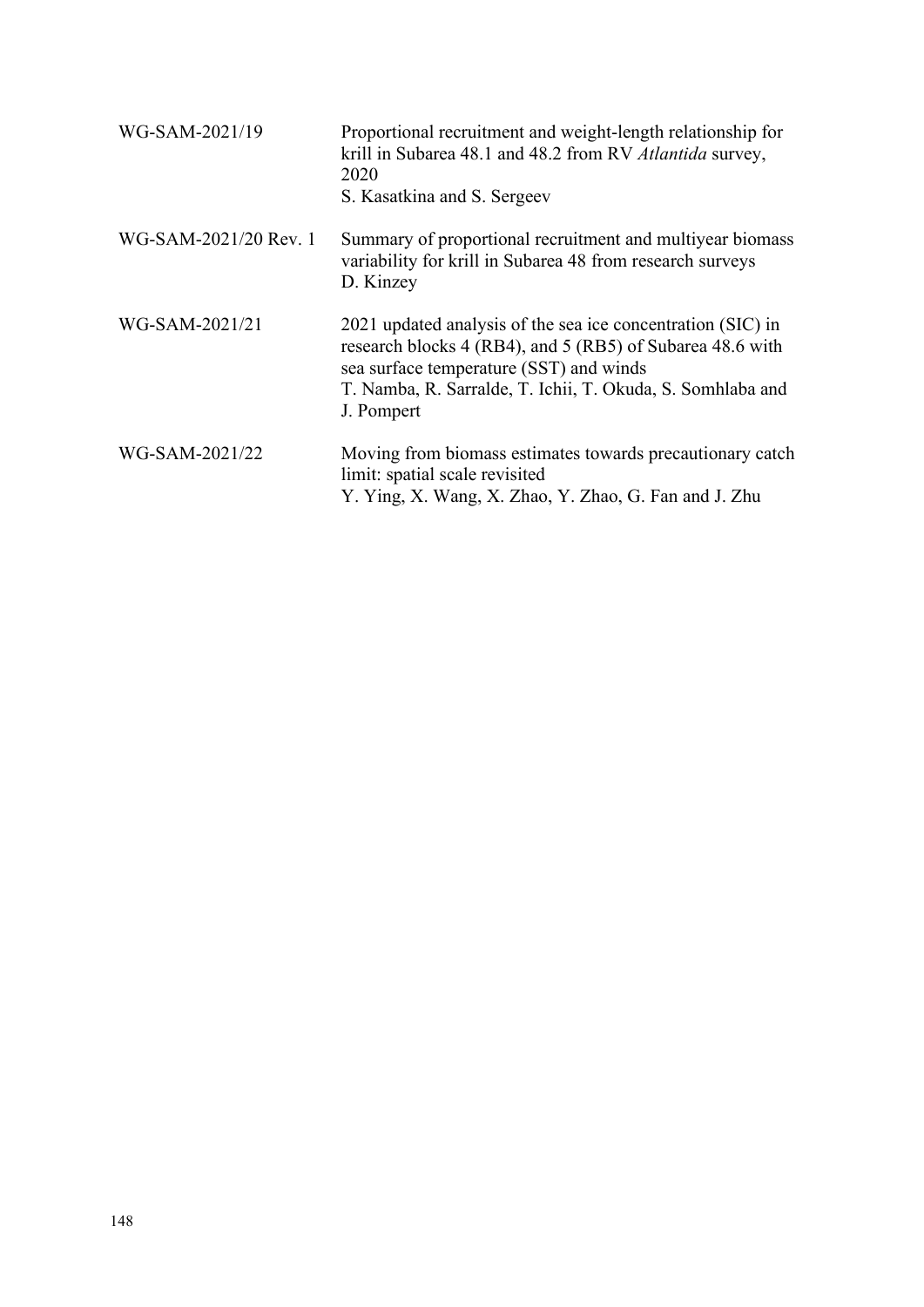| | |
|---|---|
| WG-SAM-2021/19 | Proportional recruitment and weight-length relationship for krill in Subarea 48.1 and 48.2 from RV *Atlantida* survey, 2020<br>S. Kasatkina and S. Sergeev |
| WG-SAM-2021/20 Rev. 1 | Summary of proportional recruitment and multiyear biomass variability for krill in Subarea 48 from research surveys<br>D. Kinzey |
| WG-SAM-2021/21 | 2021 updated analysis of the sea ice concentration (SIC) in research blocks 4 (RB4), and 5 (RB5) of Subarea 48.6 with sea surface temperature (SST) and winds<br>T. Namba, R. Sarralde, T. Ichii, T. Okuda, S. Somhlaba and J. Pompert |
| WG-SAM-2021/22 | Moving from biomass estimates towards precautionary catch limit: spatial scale revisited<br>Y. Ying, X. Wang, X. Zhao, Y. Zhao, G. Fan and J. Zhu |